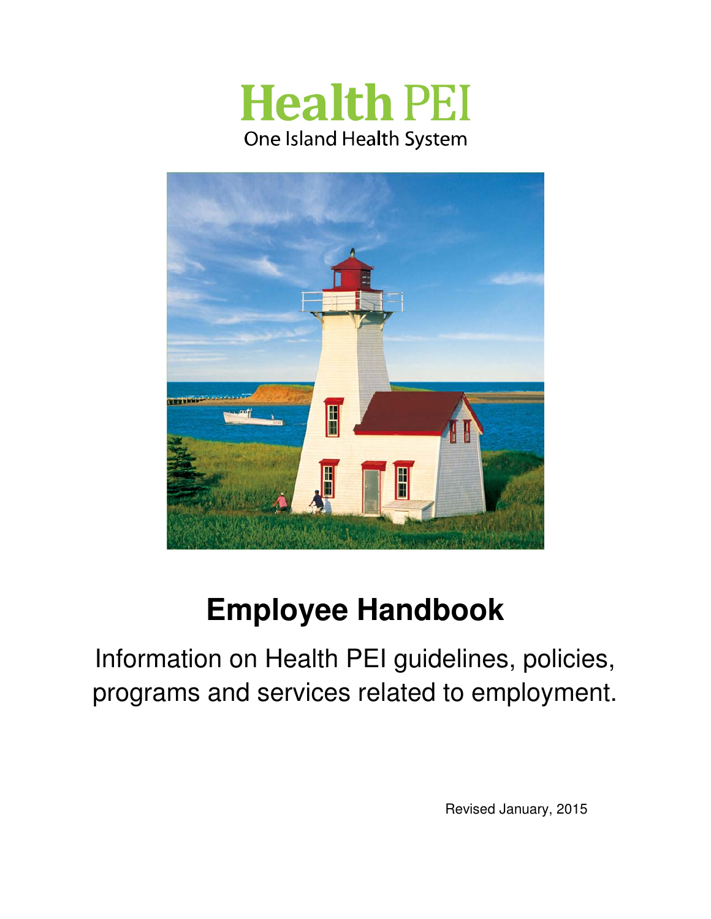Health PEI

One Island Health System

# Employee Handbook

Information on Health PEI guidelines, policies, programs and services related to employment.

Revised January, 2015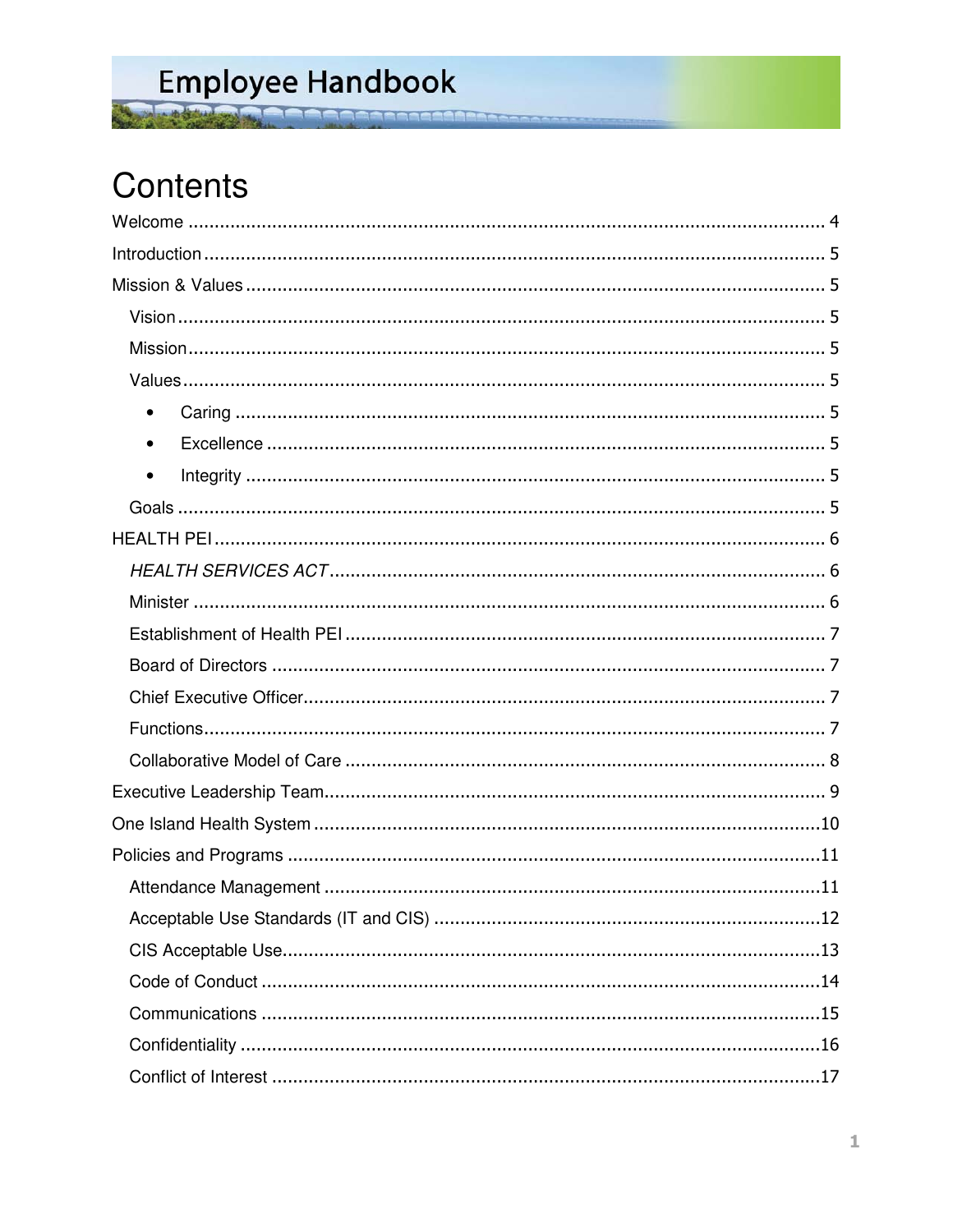# Employee Handbook

# Contents

Welcome ........................................................................................................................ 4

Introduction ................................................................................................................... 5

Mission & Values ........................................................................................................... 5

- Vision ........................................................................................................................ 5
- Mission ...................................................................................................................... 5
- Values ....................................................................................................................... 5
  - Caring ................................................................................................................. 5
  - Excellence ........................................................................................................... 5
  - Integrity ............................................................................................................... 5
- Goals ......................................................................................................................... 5

HEALTH PEI .................................................................................................................. 6

- *HEALTH SERVICES ACT* ........................................................................................ 6
- Minister ..................................................................................................................... 6
- Establishment of Health PEI ...................................................................................... 7
- Board of Directors ..................................................................................................... 7
- Chief Executive Officer .............................................................................................. 7
- Functions ................................................................................................................... 7
- Collaborative Model of Care ...................................................................................... 8

Executive Leadership Team ........................................................................................... 9

One Island Health System ............................................................................................ 10

Policies and Programs .................................................................................................. 11

- Attendance Management ......................................................................................... 11
- Acceptable Use Standards (IT and CIS) .................................................................... 12
- CIS Acceptable Use .................................................................................................. 13
- Code of Conduct ...................................................................................................... 14
- Communications ...................................................................................................... 15
- Confidentiality .......................................................................................................... 16
- Conflict of Interest .................................................................................................... 17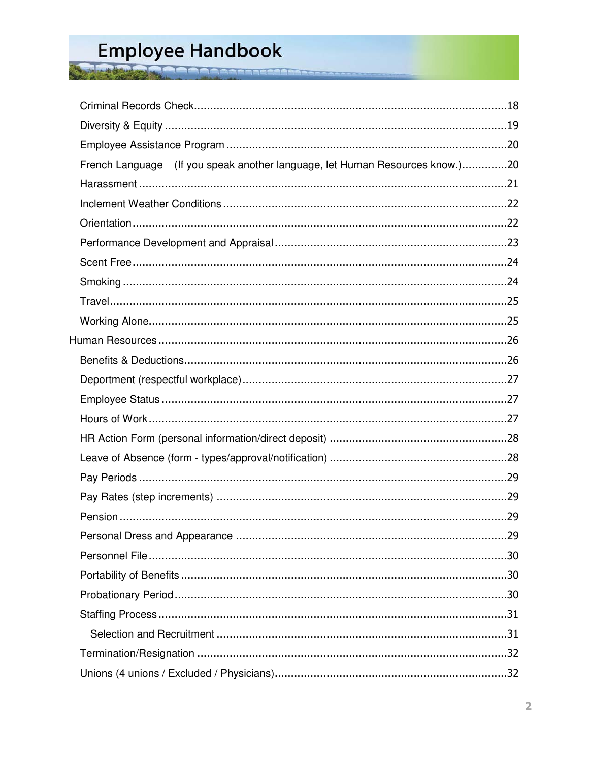- Criminal Records Check....18
- Diversity & Equity....19
- Employee Assistance Program....20
- French Language (If you speak another language, let Human Resources know.)....20
- Harassment....21
- Inclement Weather Conditions....22
- Orientation....22
- Performance Development and Appraisal....23
- Scent Free....24
- Smoking....24
- Travel....25
- Working Alone....25

Human Resources....26

- Benefits & Deductions....26
- Deportment (respectful workplace)....27
- Employee Status....27
- Hours of Work....27
- HR Action Form (personal information/direct deposit)....28
- Leave of Absence (form - types/approval/notification)....28
- Pay Periods....29
- Pay Rates (step increments)....29
- Pension....29
- Personal Dress and Appearance....29
- Personnel File....30
- Portability of Benefits....30
- Probationary Period....30
- Staffing Process....31
  - Selection and Recruitment....31
- Termination/Resignation....32
- Unions (4 unions / Excluded / Physicians)....32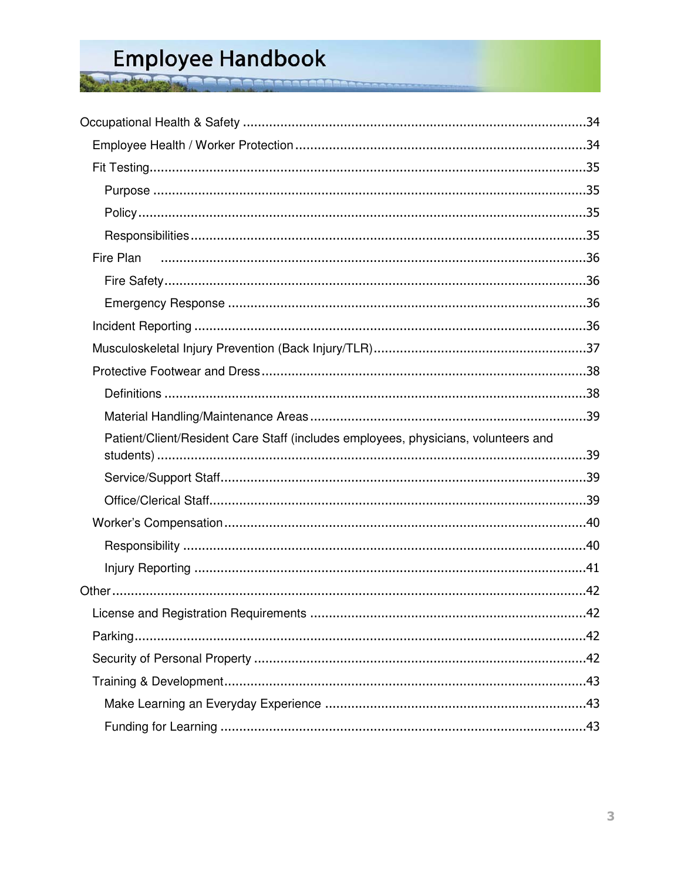Occupational Health & Safety ....................................................34
- Employee Health / Worker Protection ....................................................34
- Fit Testing....................................................35
  - Purpose ....................................................35
  - Policy....................................................35
  - Responsibilities....................................................35
- Fire Plan ....................................................36
  - Fire Safety....................................................36
  - Emergency Response ....................................................36
- Incident Reporting ....................................................36
- Musculoskeletal Injury Prevention (Back Injury/TLR)....................................................37
- Protective Footwear and Dress....................................................38
  - Definitions ....................................................38
  - Material Handling/Maintenance Areas....................................................39
  - Patient/Client/Resident Care Staff (includes employees, physicians, volunteers and students) ....................................................39
  - Service/Support Staff....................................................39
  - Office/Clerical Staff....................................................39
- Worker's Compensation....................................................40
  - Responsibility ....................................................40
  - Injury Reporting ....................................................41

Other....................................................42
- License and Registration Requirements ....................................................42
- Parking....................................................42
- Security of Personal Property ....................................................42
- Training & Development....................................................43
  - Make Learning an Everyday Experience ....................................................43
  - Funding for Learning ....................................................43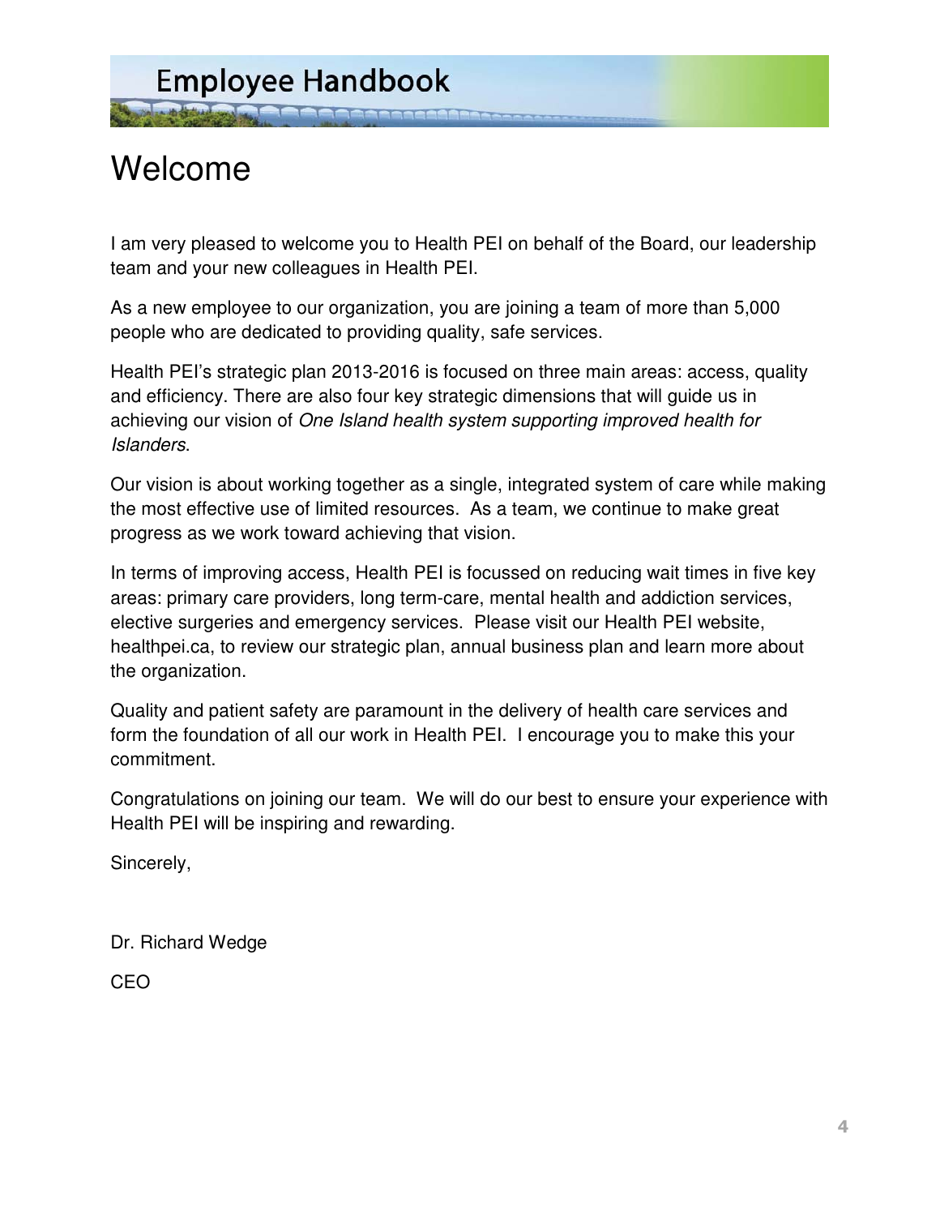# Welcome

I am very pleased to welcome you to Health PEI on behalf of the Board, our leadership team and your new colleagues in Health PEI.

As a new employee to our organization, you are joining a team of more than 5,000 people who are dedicated to providing quality, safe services.

Health PEI's strategic plan 2013-2016 is focused on three main areas: access, quality and efficiency. There are also four key strategic dimensions that will guide us in achieving our vision of *One Island health system supporting improved health for Islanders*.

Our vision is about working together as a single, integrated system of care while making the most effective use of limited resources. As a team, we continue to make great progress as we work toward achieving that vision.

In terms of improving access, Health PEI is focussed on reducing wait times in five key areas: primary care providers, long term-care, mental health and addiction services, elective surgeries and emergency services. Please visit our Health PEI website, healthpei.ca, to review our strategic plan, annual business plan and learn more about the organization.

Quality and patient safety are paramount in the delivery of health care services and form the foundation of all our work in Health PEI. I encourage you to make this your commitment.

Congratulations on joining our team. We will do our best to ensure your experience with Health PEI will be inspiring and rewarding.

Sincerely,

Dr. Richard Wedge

CEO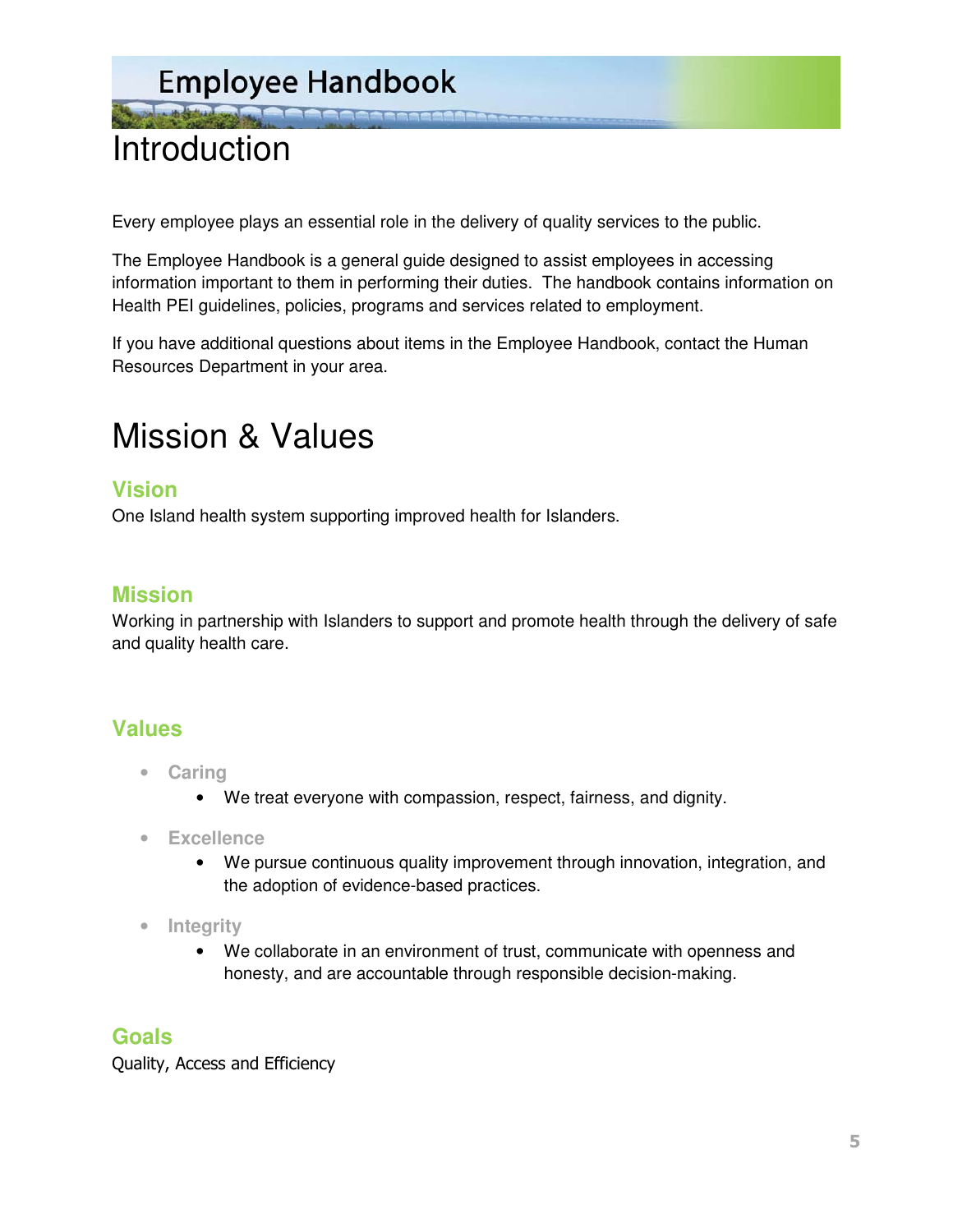# Introduction

Every employee plays an essential role in the delivery of quality services to the public.

The Employee Handbook is a general guide designed to assist employees in accessing information important to them in performing their duties. The handbook contains information on Health PEI guidelines, policies, programs and services related to employment.

If you have additional questions about items in the Employee Handbook, contact the Human Resources Department in your area.

# Mission & Values

## Vision

One Island health system supporting improved health for Islanders.

## Mission

Working in partnership with Islanders to support and promote health through the delivery of safe and quality health care.

## Values

- **Caring**
    - We treat everyone with compassion, respect, fairness, and dignity.
- **Excellence**
    - We pursue continuous quality improvement through innovation, integration, and the adoption of evidence-based practices.
- **Integrity**
    - We collaborate in an environment of trust, communicate with openness and honesty, and are accountable through responsible decision-making.

## Goals

Quality, Access and Efficiency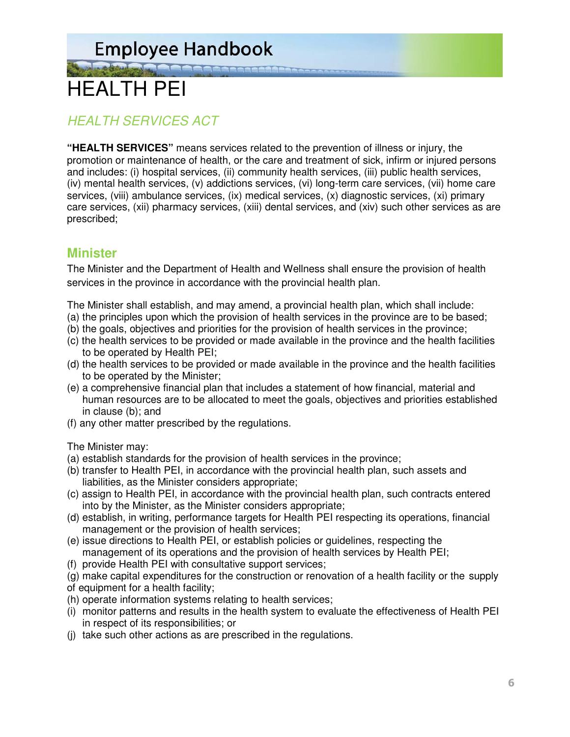# HEALTH PEI

## *HEALTH SERVICES ACT*

**"HEALTH SERVICES"** means services related to the prevention of illness or injury, the promotion or maintenance of health, or the care and treatment of sick, infirm or injured persons and includes: (i) hospital services, (ii) community health services, (iii) public health services, (iv) mental health services, (v) addictions services, (vi) long-term care services, (vii) home care services, (viii) ambulance services, (ix) medical services, (x) diagnostic services, (xi) primary care services, (xii) pharmacy services, (xiii) dental services, and (xiv) such other services as are prescribed;

### Minister

The Minister and the Department of Health and Wellness shall ensure the provision of health services in the province in accordance with the provincial health plan.

The Minister shall establish, and may amend, a provincial health plan, which shall include:

(a) the principles upon which the provision of health services in the province are to be based;
(b) the goals, objectives and priorities for the provision of health services in the province;
(c) the health services to be provided or made available in the province and the health facilities to be operated by Health PEI;
(d) the health services to be provided or made available in the province and the health facilities to be operated by the Minister;
(e) a comprehensive financial plan that includes a statement of how financial, material and human resources are to be allocated to meet the goals, objectives and priorities established in clause (b); and
(f) any other matter prescribed by the regulations.

The Minister may:

(a) establish standards for the provision of health services in the province;
(b) transfer to Health PEI, in accordance with the provincial health plan, such assets and liabilities, as the Minister considers appropriate;
(c) assign to Health PEI, in accordance with the provincial health plan, such contracts entered into by the Minister, as the Minister considers appropriate;
(d) establish, in writing, performance targets for Health PEI respecting its operations, financial management or the provision of health services;
(e) issue directions to Health PEI, or establish policies or guidelines, respecting the management of its operations and the provision of health services by Health PEI;
(f) provide Health PEI with consultative support services;
(g) make capital expenditures for the construction or renovation of a health facility or the supply of equipment for a health facility;
(h) operate information systems relating to health services;
(i) monitor patterns and results in the health system to evaluate the effectiveness of Health PEI in respect of its responsibilities; or
(j) take such other actions as are prescribed in the regulations.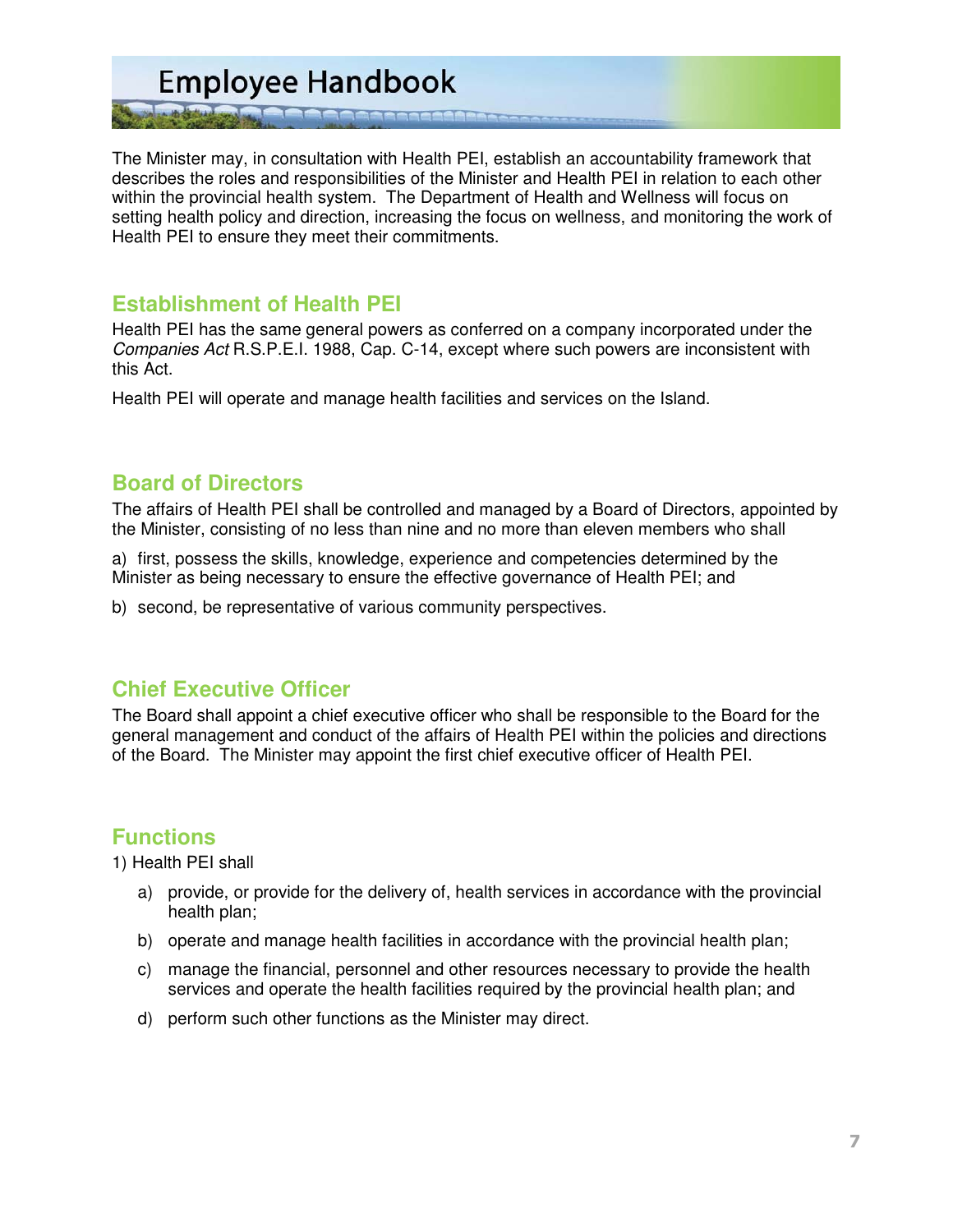The Minister may, in consultation with Health PEI, establish an accountability framework that describes the roles and responsibilities of the Minister and Health PEI in relation to each other within the provincial health system. The Department of Health and Wellness will focus on setting health policy and direction, increasing the focus on wellness, and monitoring the work of Health PEI to ensure they meet their commitments.

## Establishment of Health PEI

Health PEI has the same general powers as conferred on a company incorporated under the *Companies Act* R.S.P.E.I. 1988, Cap. C-14, except where such powers are inconsistent with this Act.

Health PEI will operate and manage health facilities and services on the Island.

## Board of Directors

The affairs of Health PEI shall be controlled and managed by a Board of Directors, appointed by the Minister, consisting of no less than nine and no more than eleven members who shall

a) first, possess the skills, knowledge, experience and competencies determined by the Minister as being necessary to ensure the effective governance of Health PEI; and

b) second, be representative of various community perspectives.

## Chief Executive Officer

The Board shall appoint a chief executive officer who shall be responsible to the Board for the general management and conduct of the affairs of Health PEI within the policies and directions of the Board. The Minister may appoint the first chief executive officer of Health PEI.

## Functions

1) Health PEI shall

a) provide, or provide for the delivery of, health services in accordance with the provincial health plan;

b) operate and manage health facilities in accordance with the provincial health plan;

c) manage the financial, personnel and other resources necessary to provide the health services and operate the health facilities required by the provincial health plan; and

d) perform such other functions as the Minister may direct.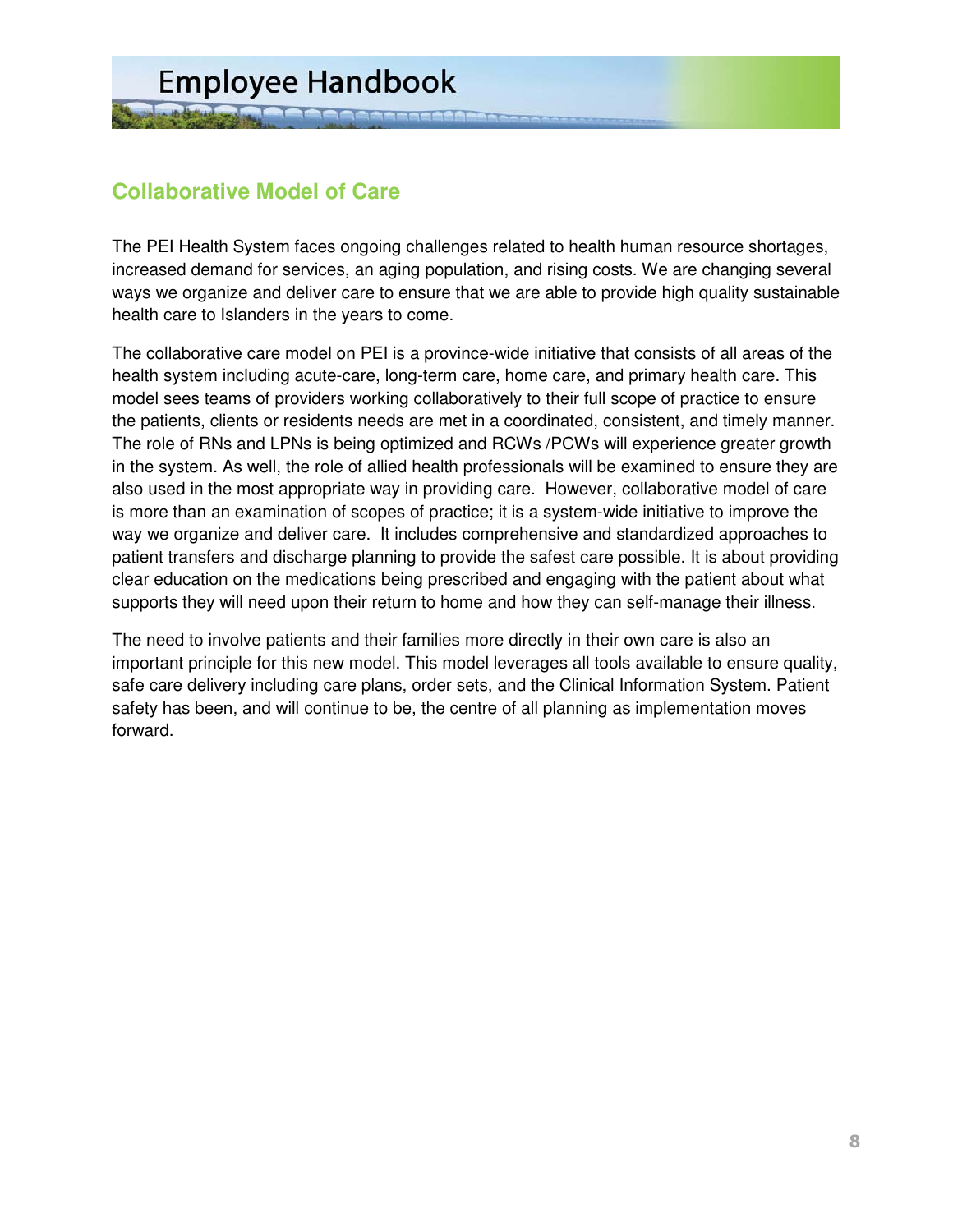## Collaborative Model of Care

The PEI Health System faces ongoing challenges related to health human resource shortages, increased demand for services, an aging population, and rising costs. We are changing several ways we organize and deliver care to ensure that we are able to provide high quality sustainable health care to Islanders in the years to come.

The collaborative care model on PEI is a province-wide initiative that consists of all areas of the health system including acute-care, long-term care, home care, and primary health care. This model sees teams of providers working collaboratively to their full scope of practice to ensure the patients, clients or residents needs are met in a coordinated, consistent, and timely manner. The role of RNs and LPNs is being optimized and RCWs /PCWs will experience greater growth in the system. As well, the role of allied health professionals will be examined to ensure they are also used in the most appropriate way in providing care. However, collaborative model of care is more than an examination of scopes of practice; it is a system-wide initiative to improve the way we organize and deliver care. It includes comprehensive and standardized approaches to patient transfers and discharge planning to provide the safest care possible. It is about providing clear education on the medications being prescribed and engaging with the patient about what supports they will need upon their return to home and how they can self-manage their illness.

The need to involve patients and their families more directly in their own care is also an important principle for this new model. This model leverages all tools available to ensure quality, safe care delivery including care plans, order sets, and the Clinical Information System. Patient safety has been, and will continue to be, the centre of all planning as implementation moves forward.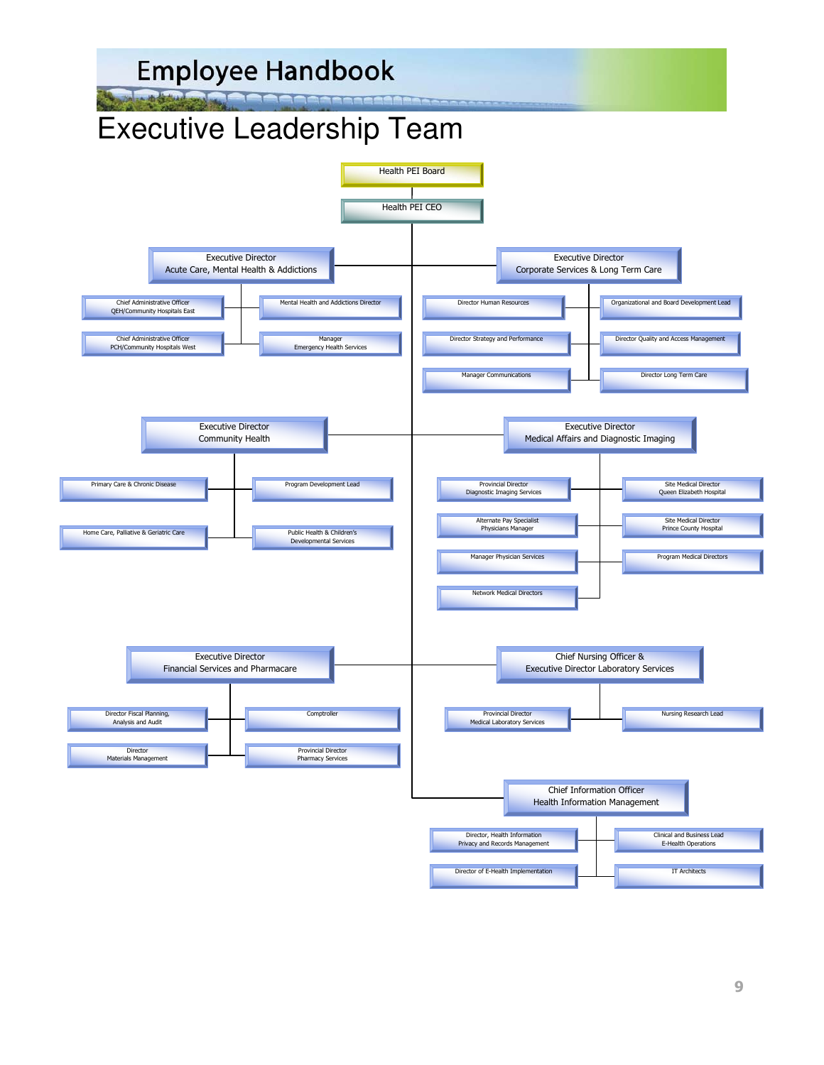# Executive Leadership Team

- **Health PEI Board**
  - **Health PEI CEO**
    - **Executive Director Acute Care, Mental Health & Addictions**
      - Chief Administrative Officer QEH/Community Hospitals East
      - Chief Administrative Officer PCH/Community Hospitals West
      - Mental Health and Addictions Director
      - Manager Emergency Health Services
    - **Executive Director Corporate Services & Long Term Care**
      - Director Human Resources
      - Director Strategy and Performance
      - Manager Communications
      - Organizational and Board Development Lead
      - Director Quality and Access Management
      - Director Long Term Care
    - **Executive Director Community Health**
      - Primary Care & Chronic Disease
      - Home Care, Palliative & Geriatric Care
      - Program Development Lead
      - Public Health & Children's Developmental Services
    - **Executive Director Medical Affairs and Diagnostic Imaging**
      - Provincial Director Diagnostic Imaging Services
      - Alternate Pay Specialist Physicians Manager
      - Manager Physician Services
      - Network Medical Directors
      - Site Medical Director Queen Elizabeth Hospital
      - Site Medical Director Prince County Hospital
      - Program Medical Directors
    - **Executive Director Financial Services and Pharmacare**
      - Director Fiscal Planning, Analysis and Audit
      - Director Materials Management
      - Comptroller
      - Provincial Director Pharmacy Services
    - **Chief Nursing Officer & Executive Director Laboratory Services**
      - Provincial Director Medical Laboratory Services
      - Nursing Research Lead
    - **Chief Information Officer Health Information Management**
      - Director, Health Information Privacy and Records Management
      - Director of E-Health Implementation
      - Clinical and Business Lead E-Health Operations
      - IT Architects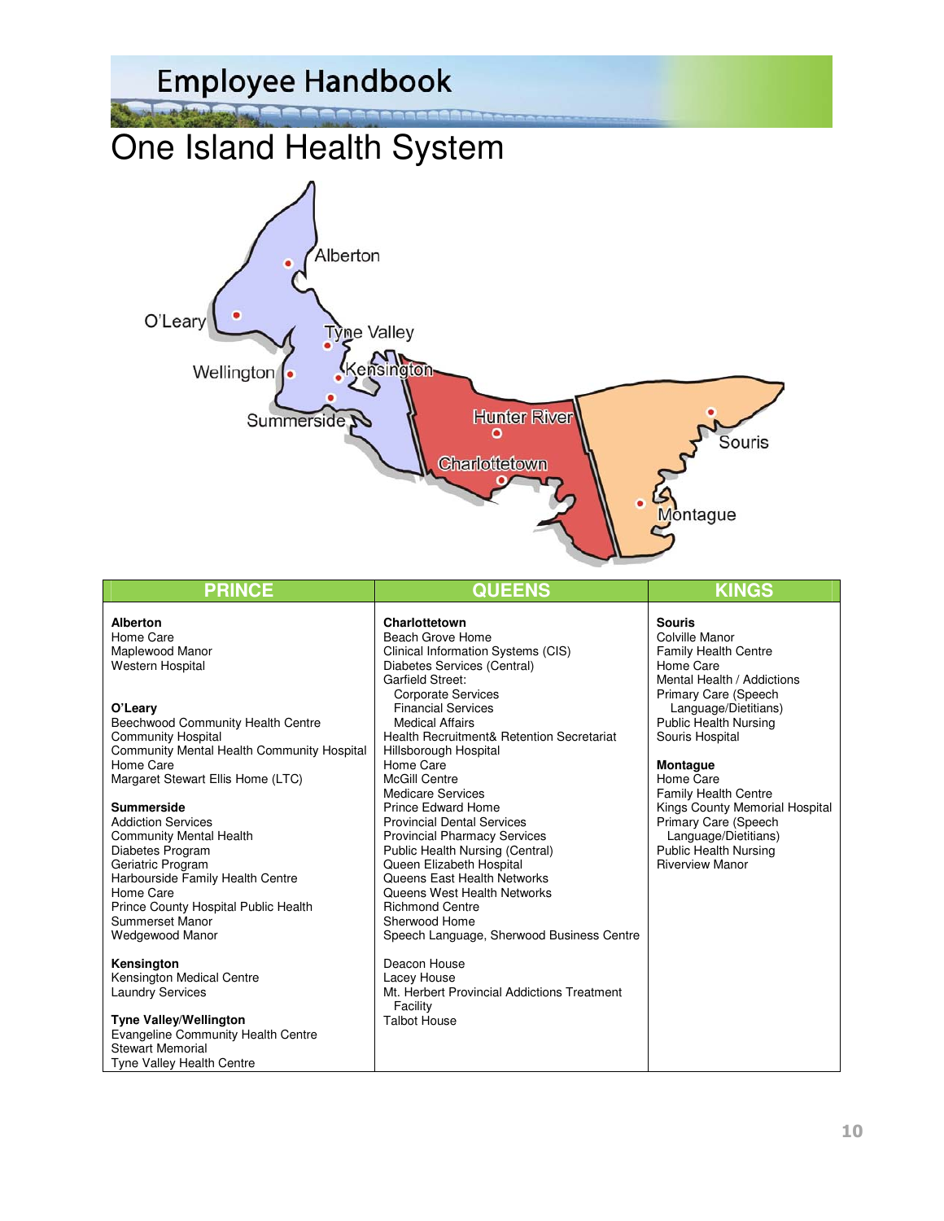# One Island Health System

| PRINCE | QUEENS | KINGS |
|---|---|---|
| **Alberton**<br>Home Care<br>Maplewood Manor<br>Western Hospital<br><br>**O'Leary**<br>Beechwood Community Health Centre<br>Community Hospital<br>Community Mental Health Community Hospital<br>Home Care<br>Margaret Stewart Ellis Home (LTC)<br><br>**Summerside**<br>Addiction Services<br>Community Mental Health<br>Diabetes Program<br>Geriatric Program<br>Harbourside Family Health Centre<br>Home Care<br>Prince County Hospital Public Health<br>Summerset Manor<br>Wedgewood Manor<br><br>**Kensington**<br>Kensington Medical Centre<br>Laundry Services<br><br>**Tyne Valley/Wellington**<br>Evangeline Community Health Centre<br>Stewart Memorial<br>Tyne Valley Health Centre | **Charlottetown**<br>Beach Grove Home<br>Clinical Information Systems (CIS)<br>Diabetes Services (Central)<br>Garfield Street:<br>Corporate Services<br>Financial Services<br>Medical Affairs<br>Health Recruitment& Retention Secretariat<br>Hillsborough Hospital<br>Home Care<br>McGill Centre<br>Medicare Services<br>Prince Edward Home<br>Provincial Dental Services<br>Provincial Pharmacy Services<br>Public Health Nursing (Central)<br>Queen Elizabeth Hospital<br>Queens East Health Networks<br>Queens West Health Networks<br>Richmond Centre<br>Sherwood Home<br>Speech Language, Sherwood Business Centre<br><br>Deacon House<br>Lacey House<br>Mt. Herbert Provincial Addictions Treatment Facility<br>Talbot House | **Souris**<br>Colville Manor<br>Family Health Centre<br>Home Care<br>Mental Health / Addictions<br>Primary Care (Speech Language/Dietitians)<br>Public Health Nursing<br>Souris Hospital<br><br>**Montague**<br>Home Care<br>Family Health Centre<br>Kings County Memorial Hospital<br>Primary Care (Speech Language/Dietitians)<br>Public Health Nursing<br>Riverview Manor |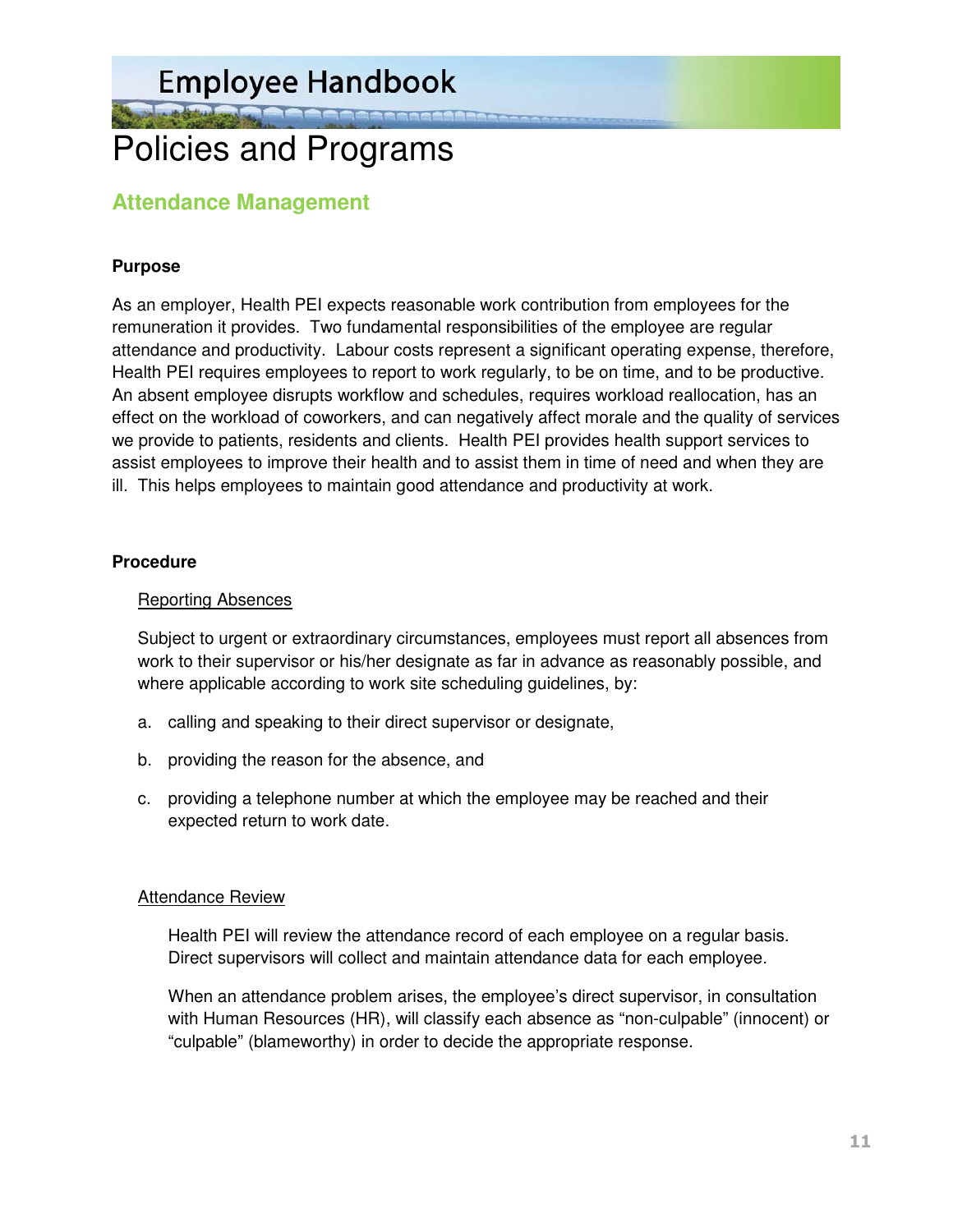# Policies and Programs

## Attendance Management

**Purpose**

As an employer, Health PEI expects reasonable work contribution from employees for the remuneration it provides. Two fundamental responsibilities of the employee are regular attendance and productivity. Labour costs represent a significant operating expense, therefore, Health PEI requires employees to report to work regularly, to be on time, and to be productive. An absent employee disrupts workflow and schedules, requires workload reallocation, has an effect on the workload of coworkers, and can negatively affect morale and the quality of services we provide to patients, residents and clients. Health PEI provides health support services to assist employees to improve their health and to assist them in time of need and when they are ill. This helps employees to maintain good attendance and productivity at work.

**Procedure**

Reporting Absences

Subject to urgent or extraordinary circumstances, employees must report all absences from work to their supervisor or his/her designate as far in advance as reasonably possible, and where applicable according to work site scheduling guidelines, by:

a. calling and speaking to their direct supervisor or designate,

b. providing the reason for the absence, and

c. providing a telephone number at which the employee may be reached and their expected return to work date.

Attendance Review

Health PEI will review the attendance record of each employee on a regular basis. Direct supervisors will collect and maintain attendance data for each employee.

When an attendance problem arises, the employee's direct supervisor, in consultation with Human Resources (HR), will classify each absence as "non-culpable" (innocent) or "culpable" (blameworthy) in order to decide the appropriate response.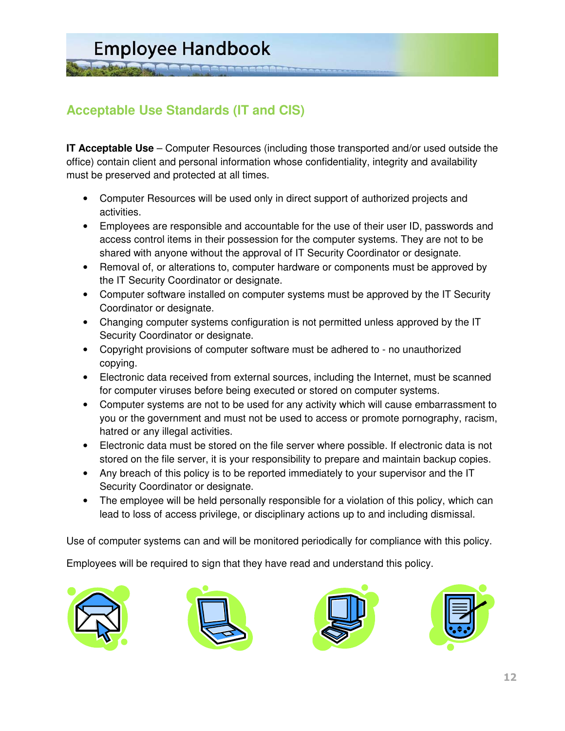## Acceptable Use Standards (IT and CIS)

**IT Acceptable Use** – Computer Resources (including those transported and/or used outside the office) contain client and personal information whose confidentiality, integrity and availability must be preserved and protected at all times.

- Computer Resources will be used only in direct support of authorized projects and activities.
- Employees are responsible and accountable for the use of their user ID, passwords and access control items in their possession for the computer systems. They are not to be shared with anyone without the approval of IT Security Coordinator or designate.
- Removal of, or alterations to, computer hardware or components must be approved by the IT Security Coordinator or designate.
- Computer software installed on computer systems must be approved by the IT Security Coordinator or designate.
- Changing computer systems configuration is not permitted unless approved by the IT Security Coordinator or designate.
- Copyright provisions of computer software must be adhered to - no unauthorized copying.
- Electronic data received from external sources, including the Internet, must be scanned for computer viruses before being executed or stored on computer systems.
- Computer systems are not to be used for any activity which will cause embarrassment to you or the government and must not be used to access or promote pornography, racism, hatred or any illegal activities.
- Electronic data must be stored on the file server where possible. If electronic data is not stored on the file server, it is your responsibility to prepare and maintain backup copies.
- Any breach of this policy is to be reported immediately to your supervisor and the IT Security Coordinator or designate.
- The employee will be held personally responsible for a violation of this policy, which can lead to loss of access privilege, or disciplinary actions up to and including dismissal.

Use of computer systems can and will be monitored periodically for compliance with this policy.

Employees will be required to sign that they have read and understand this policy.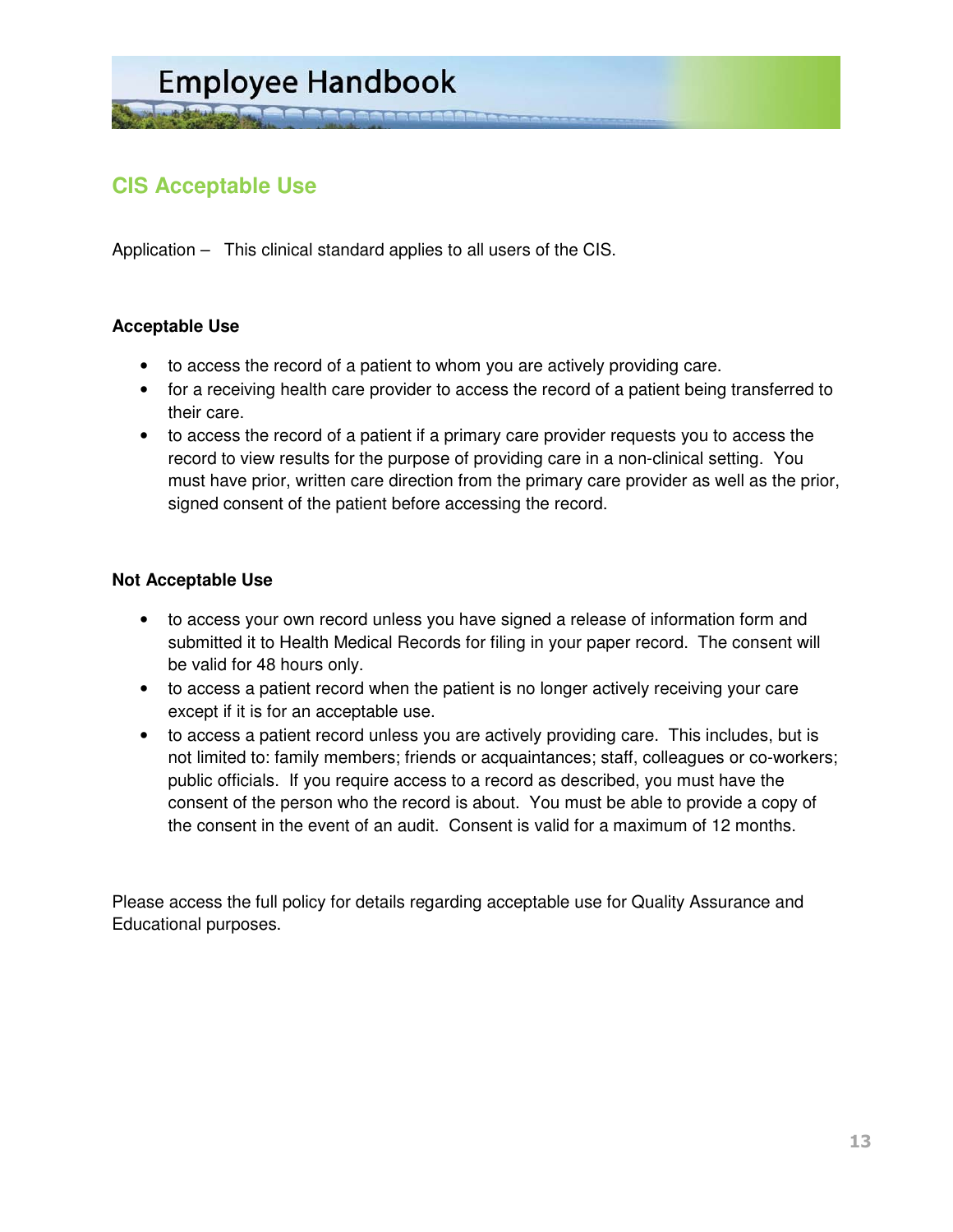# CIS Acceptable Use

Application – This clinical standard applies to all users of the CIS.

**Acceptable Use**

- to access the record of a patient to whom you are actively providing care.
- for a receiving health care provider to access the record of a patient being transferred to their care.
- to access the record of a patient if a primary care provider requests you to access the record to view results for the purpose of providing care in a non-clinical setting. You must have prior, written care direction from the primary care provider as well as the prior, signed consent of the patient before accessing the record.

**Not Acceptable Use**

- to access your own record unless you have signed a release of information form and submitted it to Health Medical Records for filing in your paper record. The consent will be valid for 48 hours only.
- to access a patient record when the patient is no longer actively receiving your care except if it is for an acceptable use.
- to access a patient record unless you are actively providing care. This includes, but is not limited to: family members; friends or acquaintances; staff, colleagues or co-workers; public officials. If you require access to a record as described, you must have the consent of the person who the record is about. You must be able to provide a copy of the consent in the event of an audit. Consent is valid for a maximum of 12 months.

Please access the full policy for details regarding acceptable use for Quality Assurance and Educational purposes.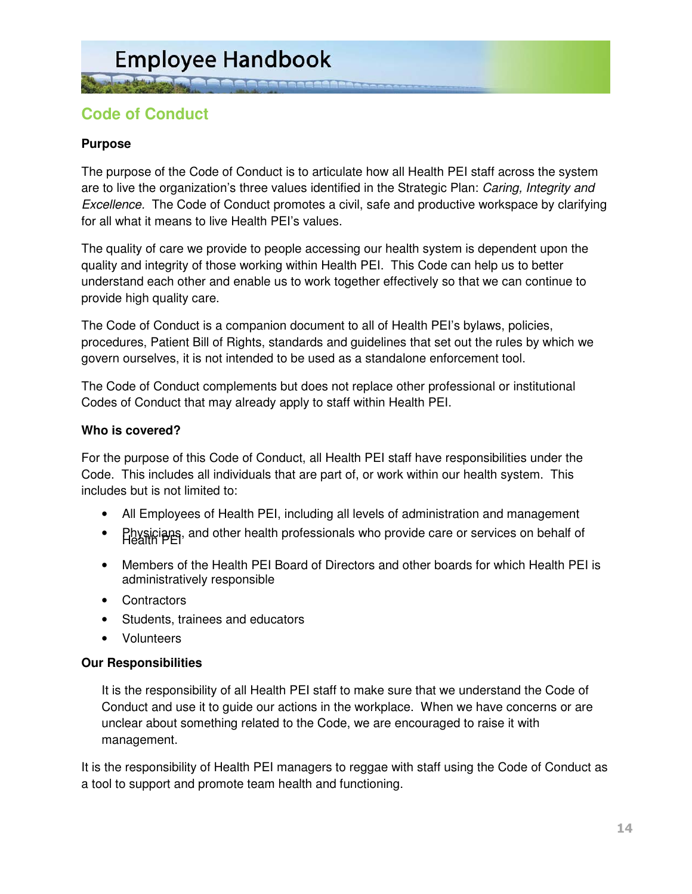## Code of Conduct

### Purpose

The purpose of the Code of Conduct is to articulate how all Health PEI staff across the system are to live the organization's three values identified in the Strategic Plan: *Caring, Integrity and Excellence.* The Code of Conduct promotes a civil, safe and productive workspace by clarifying for all what it means to live Health PEI's values.

The quality of care we provide to people accessing our health system is dependent upon the quality and integrity of those working within Health PEI. This Code can help us to better understand each other and enable us to work together effectively so that we can continue to provide high quality care.

The Code of Conduct is a companion document to all of Health PEI's bylaws, policies, procedures, Patient Bill of Rights, standards and guidelines that set out the rules by which we govern ourselves, it is not intended to be used as a standalone enforcement tool.

The Code of Conduct complements but does not replace other professional or institutional Codes of Conduct that may already apply to staff within Health PEI.

### Who is covered?

For the purpose of this Code of Conduct, all Health PEI staff have responsibilities under the Code. This includes all individuals that are part of, or work within our health system. This includes but is not limited to:

- All Employees of Health PEI, including all levels of administration and management
- Physicians, and other health professionals who provide care or services on behalf of Health PEI
- Members of the Health PEI Board of Directors and other boards for which Health PEI is administratively responsible
- Contractors
- Students, trainees and educators
- Volunteers

### Our Responsibilities

It is the responsibility of all Health PEI staff to make sure that we understand the Code of Conduct and use it to guide our actions in the workplace. When we have concerns or are unclear about something related to the Code, we are encouraged to raise it with management.

It is the responsibility of Health PEI managers to reggae with staff using the Code of Conduct as a tool to support and promote team health and functioning.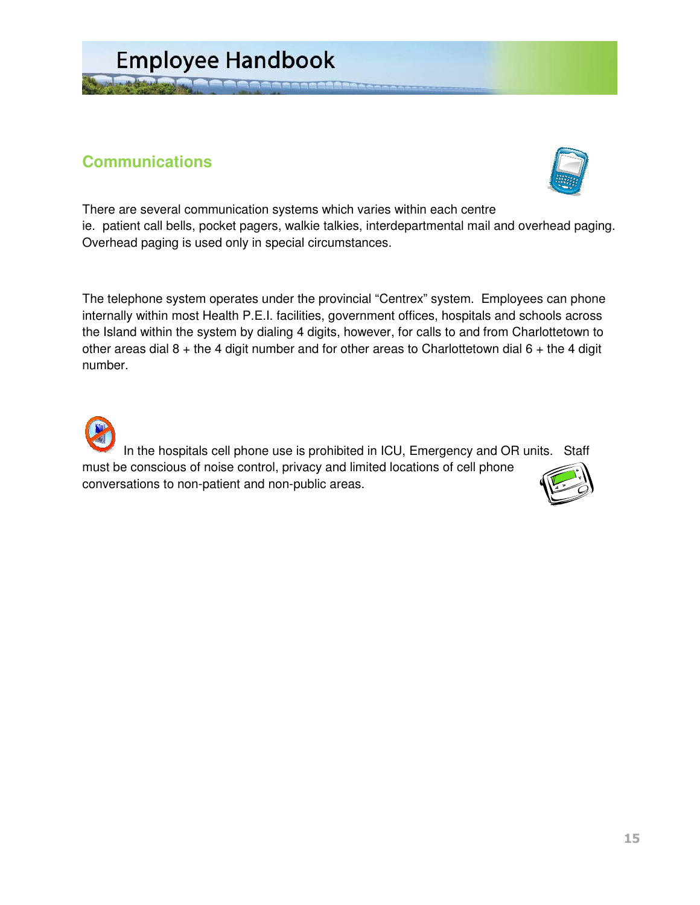## Communications

There are several communication systems which varies within each centre ie. patient call bells, pocket pagers, walkie talkies, interdepartmental mail and overhead paging. Overhead paging is used only in special circumstances.

The telephone system operates under the provincial "Centrex" system. Employees can phone internally within most Health P.E.I. facilities, government offices, hospitals and schools across the Island within the system by dialing 4 digits, however, for calls to and from Charlottetown to other areas dial 8 + the 4 digit number and for other areas to Charlottetown dial 6 + the 4 digit number.

In the hospitals cell phone use is prohibited in ICU, Emergency and OR units. Staff must be conscious of noise control, privacy and limited locations of cell phone conversations to non-patient and non-public areas.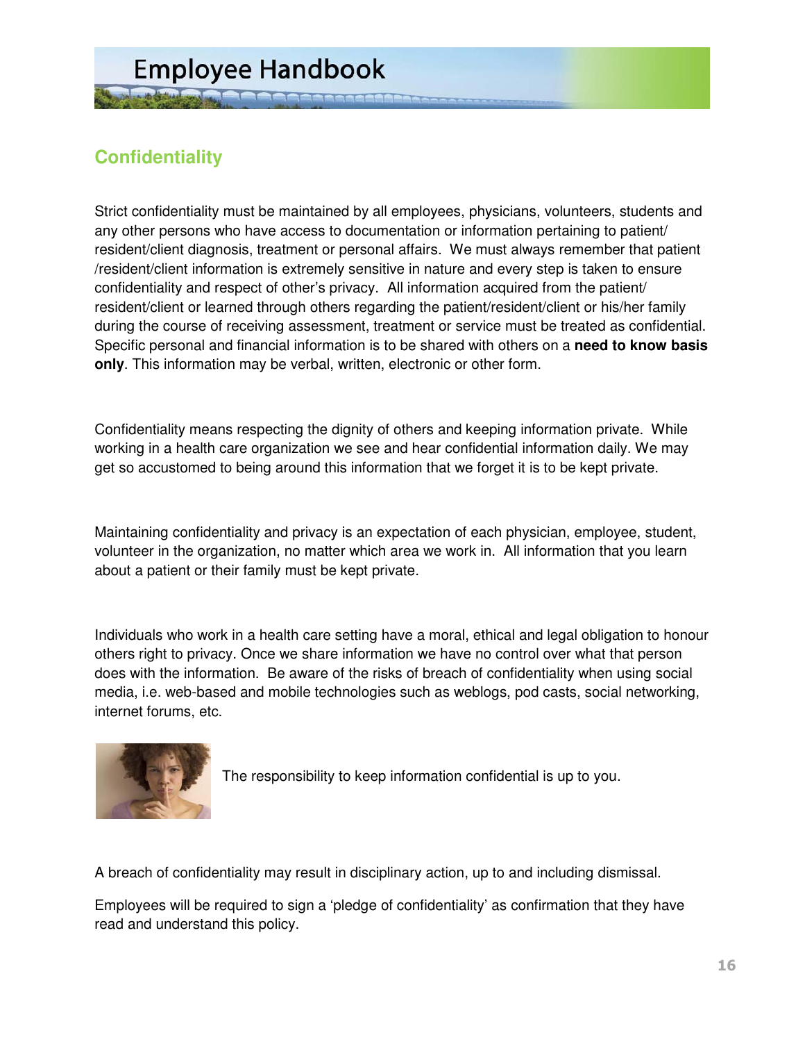## Confidentiality

Strict confidentiality must be maintained by all employees, physicians, volunteers, students and any other persons who have access to documentation or information pertaining to patient/ resident/client diagnosis, treatment or personal affairs. We must always remember that patient /resident/client information is extremely sensitive in nature and every step is taken to ensure confidentiality and respect of other's privacy. All information acquired from the patient/ resident/client or learned through others regarding the patient/resident/client or his/her family during the course of receiving assessment, treatment or service must be treated as confidential. Specific personal and financial information is to be shared with others on a **need to know basis only**. This information may be verbal, written, electronic or other form.

Confidentiality means respecting the dignity of others and keeping information private. While working in a health care organization we see and hear confidential information daily. We may get so accustomed to being around this information that we forget it is to be kept private.

Maintaining confidentiality and privacy is an expectation of each physician, employee, student, volunteer in the organization, no matter which area we work in. All information that you learn about a patient or their family must be kept private.

Individuals who work in a health care setting have a moral, ethical and legal obligation to honour others right to privacy. Once we share information we have no control over what that person does with the information. Be aware of the risks of breach of confidentiality when using social media, i.e. web-based and mobile technologies such as weblogs, pod casts, social networking, internet forums, etc.

The responsibility to keep information confidential is up to you.

A breach of confidentiality may result in disciplinary action, up to and including dismissal.

Employees will be required to sign a 'pledge of confidentiality' as confirmation that they have read and understand this policy.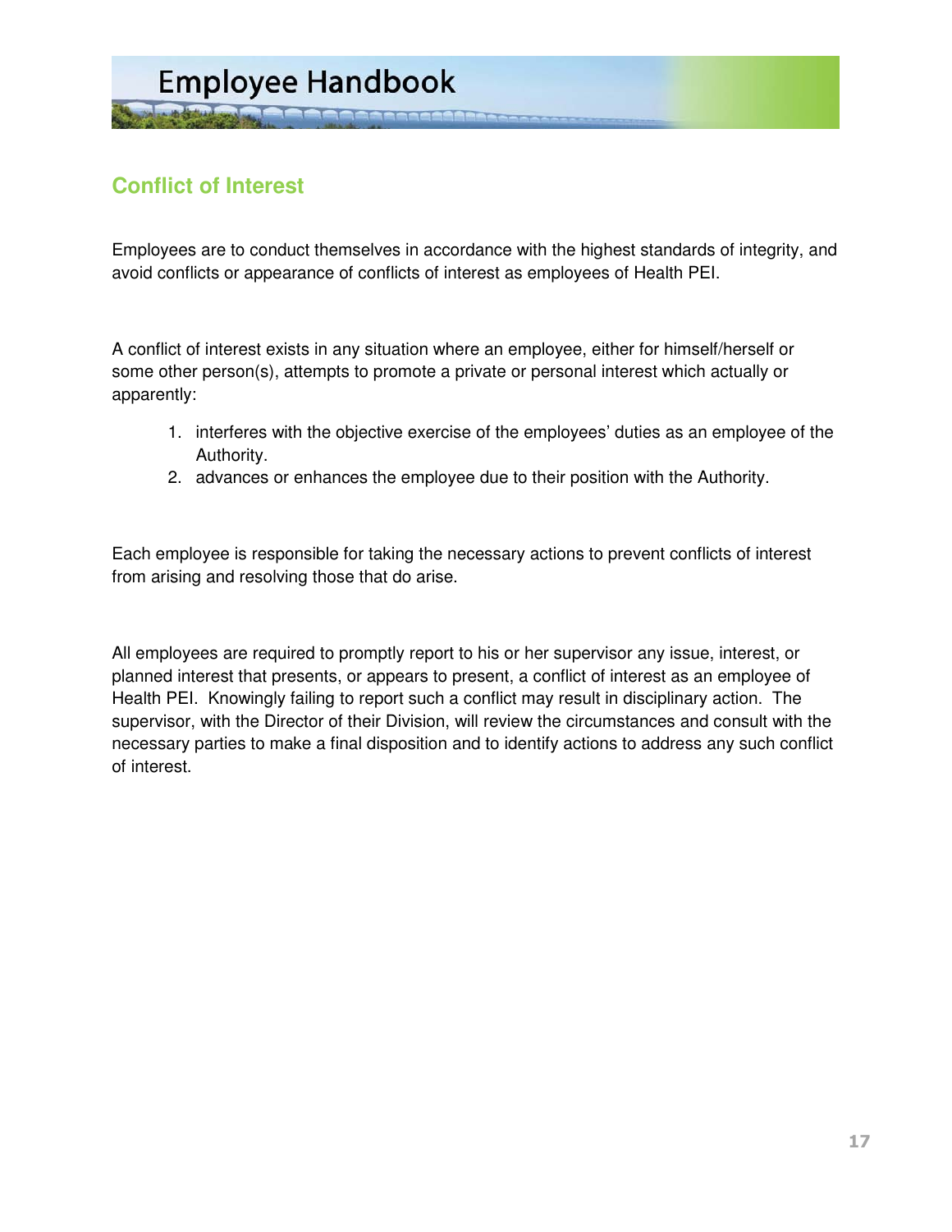## Conflict of Interest

Employees are to conduct themselves in accordance with the highest standards of integrity, and avoid conflicts or appearance of conflicts of interest as employees of Health PEI.

A conflict of interest exists in any situation where an employee, either for himself/herself or some other person(s), attempts to promote a private or personal interest which actually or apparently:

1. interferes with the objective exercise of the employees' duties as an employee of the Authority.
2. advances or enhances the employee due to their position with the Authority.

Each employee is responsible for taking the necessary actions to prevent conflicts of interest from arising and resolving those that do arise.

All employees are required to promptly report to his or her supervisor any issue, interest, or planned interest that presents, or appears to present, a conflict of interest as an employee of Health PEI. Knowingly failing to report such a conflict may result in disciplinary action. The supervisor, with the Director of their Division, will review the circumstances and consult with the necessary parties to make a final disposition and to identify actions to address any such conflict of interest.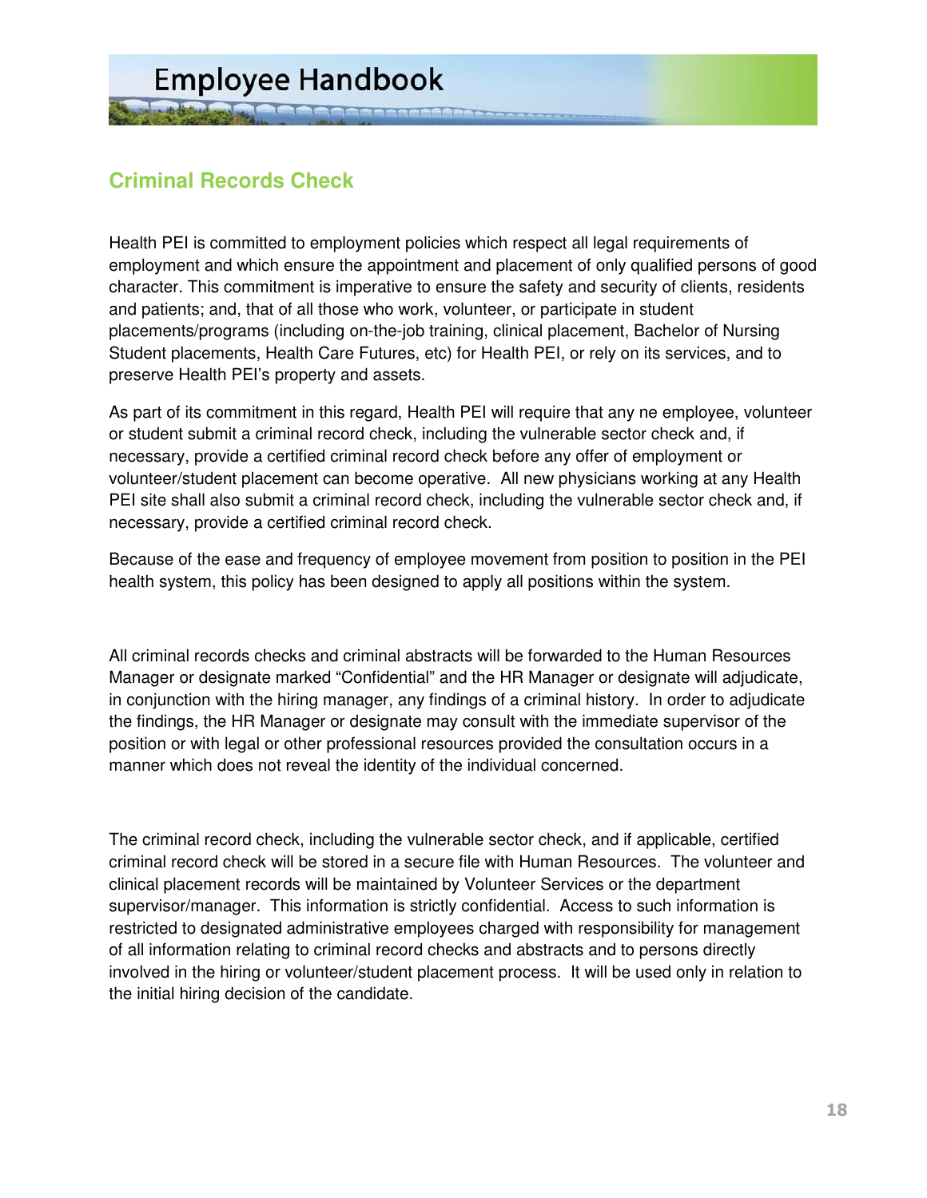## Criminal Records Check

Health PEI is committed to employment policies which respect all legal requirements of employment and which ensure the appointment and placement of only qualified persons of good character. This commitment is imperative to ensure the safety and security of clients, residents and patients; and, that of all those who work, volunteer, or participate in student placements/programs (including on-the-job training, clinical placement, Bachelor of Nursing Student placements, Health Care Futures, etc) for Health PEI, or rely on its services, and to preserve Health PEI's property and assets.

As part of its commitment in this regard, Health PEI will require that any ne employee, volunteer or student submit a criminal record check, including the vulnerable sector check and, if necessary, provide a certified criminal record check before any offer of employment or volunteer/student placement can become operative. All new physicians working at any Health PEI site shall also submit a criminal record check, including the vulnerable sector check and, if necessary, provide a certified criminal record check.

Because of the ease and frequency of employee movement from position to position in the PEI health system, this policy has been designed to apply all positions within the system.

All criminal records checks and criminal abstracts will be forwarded to the Human Resources Manager or designate marked "Confidential" and the HR Manager or designate will adjudicate, in conjunction with the hiring manager, any findings of a criminal history. In order to adjudicate the findings, the HR Manager or designate may consult with the immediate supervisor of the position or with legal or other professional resources provided the consultation occurs in a manner which does not reveal the identity of the individual concerned.

The criminal record check, including the vulnerable sector check, and if applicable, certified criminal record check will be stored in a secure file with Human Resources. The volunteer and clinical placement records will be maintained by Volunteer Services or the department supervisor/manager. This information is strictly confidential. Access to such information is restricted to designated administrative employees charged with responsibility for management of all information relating to criminal record checks and abstracts and to persons directly involved in the hiring or volunteer/student placement process. It will be used only in relation to the initial hiring decision of the candidate.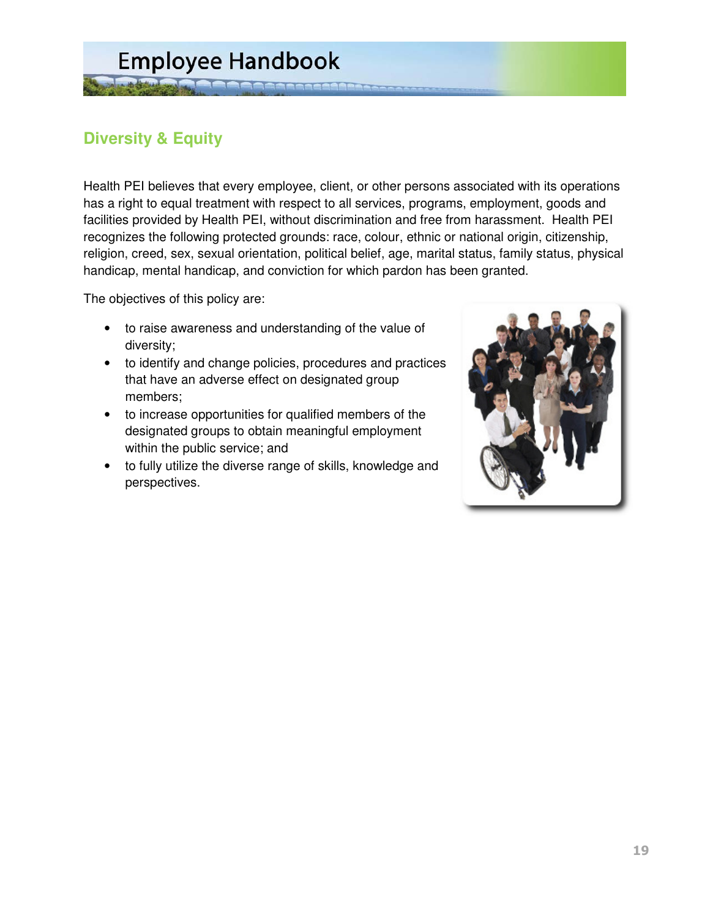## Diversity & Equity

Health PEI believes that every employee, client, or other persons associated with its operations has a right to equal treatment with respect to all services, programs, employment, goods and facilities provided by Health PEI, without discrimination and free from harassment. Health PEI recognizes the following protected grounds: race, colour, ethnic or national origin, citizenship, religion, creed, sex, sexual orientation, political belief, age, marital status, family status, physical handicap, mental handicap, and conviction for which pardon has been granted.

The objectives of this policy are:

- to raise awareness and understanding of the value of diversity;
- to identify and change policies, procedures and practices that have an adverse effect on designated group members;
- to increase opportunities for qualified members of the designated groups to obtain meaningful employment within the public service; and
- to fully utilize the diverse range of skills, knowledge and perspectives.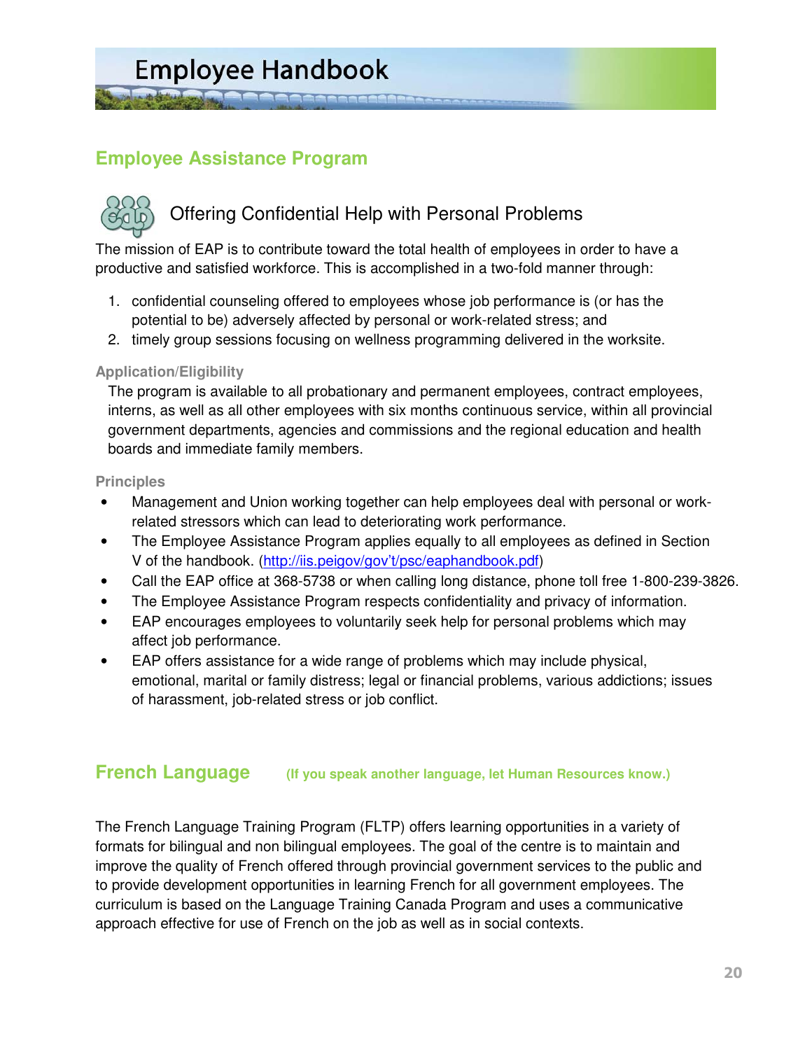## Employee Assistance Program

### Offering Confidential Help with Personal Problems

The mission of EAP is to contribute toward the total health of employees in order to have a productive and satisfied workforce. This is accomplished in a two-fold manner through:

1. confidential counseling offered to employees whose job performance is (or has the potential to be) adversely affected by personal or work-related stress; and
2. timely group sessions focusing on wellness programming delivered in the worksite.

#### Application/Eligibility

The program is available to all probationary and permanent employees, contract employees, interns, as well as all other employees with six months continuous service, within all provincial government departments, agencies and commissions and the regional education and health boards and immediate family members.

#### Principles

- Management and Union working together can help employees deal with personal or work-related stressors which can lead to deteriorating work performance.
- The Employee Assistance Program applies equally to all employees as defined in Section V of the handbook. (http://iis.peigov/gov't/psc/eaphandbook.pdf)
- Call the EAP office at 368-5738 or when calling long distance, phone toll free 1-800-239-3826.
- The Employee Assistance Program respects confidentiality and privacy of information.
- EAP encourages employees to voluntarily seek help for personal problems which may affect job performance.
- EAP offers assistance for a wide range of problems which may include physical, emotional, marital or family distress; legal or financial problems, various addictions; issues of harassment, job-related stress or job conflict.

## French Language **(If you speak another language, let Human Resources know.)**

The French Language Training Program (FLTP) offers learning opportunities in a variety of formats for bilingual and non bilingual employees. The goal of the centre is to maintain and improve the quality of French offered through provincial government services to the public and to provide development opportunities in learning French for all government employees. The curriculum is based on the Language Training Canada Program and uses a communicative approach effective for use of French on the job as well as in social contexts.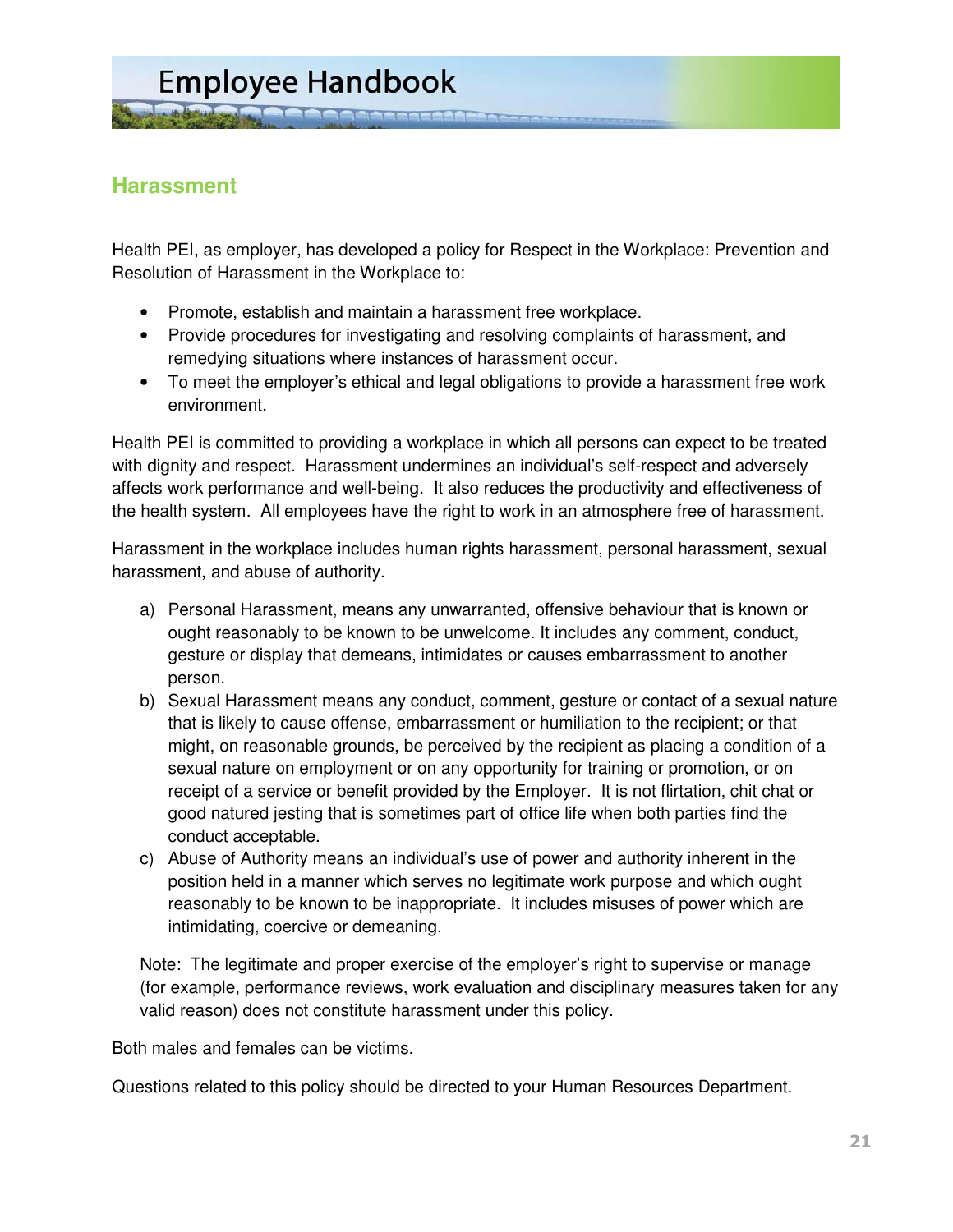## Harassment

Health PEI, as employer, has developed a policy for Respect in the Workplace: Prevention and Resolution of Harassment in the Workplace to:

- Promote, establish and maintain a harassment free workplace.
- Provide procedures for investigating and resolving complaints of harassment, and remedying situations where instances of harassment occur.
- To meet the employer's ethical and legal obligations to provide a harassment free work environment.

Health PEI is committed to providing a workplace in which all persons can expect to be treated with dignity and respect. Harassment undermines an individual's self-respect and adversely affects work performance and well-being. It also reduces the productivity and effectiveness of the health system. All employees have the right to work in an atmosphere free of harassment.

Harassment in the workplace includes human rights harassment, personal harassment, sexual harassment, and abuse of authority.

a) Personal Harassment, means any unwarranted, offensive behaviour that is known or ought reasonably to be known to be unwelcome. It includes any comment, conduct, gesture or display that demeans, intimidates or causes embarrassment to another person.
b) Sexual Harassment means any conduct, comment, gesture or contact of a sexual nature that is likely to cause offense, embarrassment or humiliation to the recipient; or that might, on reasonable grounds, be perceived by the recipient as placing a condition of a sexual nature on employment or on any opportunity for training or promotion, or on receipt of a service or benefit provided by the Employer. It is not flirtation, chit chat or good natured jesting that is sometimes part of office life when both parties find the conduct acceptable.
c) Abuse of Authority means an individual's use of power and authority inherent in the position held in a manner which serves no legitimate work purpose and which ought reasonably to be known to be inappropriate. It includes misuses of power which are intimidating, coercive or demeaning.

Note: The legitimate and proper exercise of the employer's right to supervise or manage (for example, performance reviews, work evaluation and disciplinary measures taken for any valid reason) does not constitute harassment under this policy.

Both males and females can be victims.

Questions related to this policy should be directed to your Human Resources Department.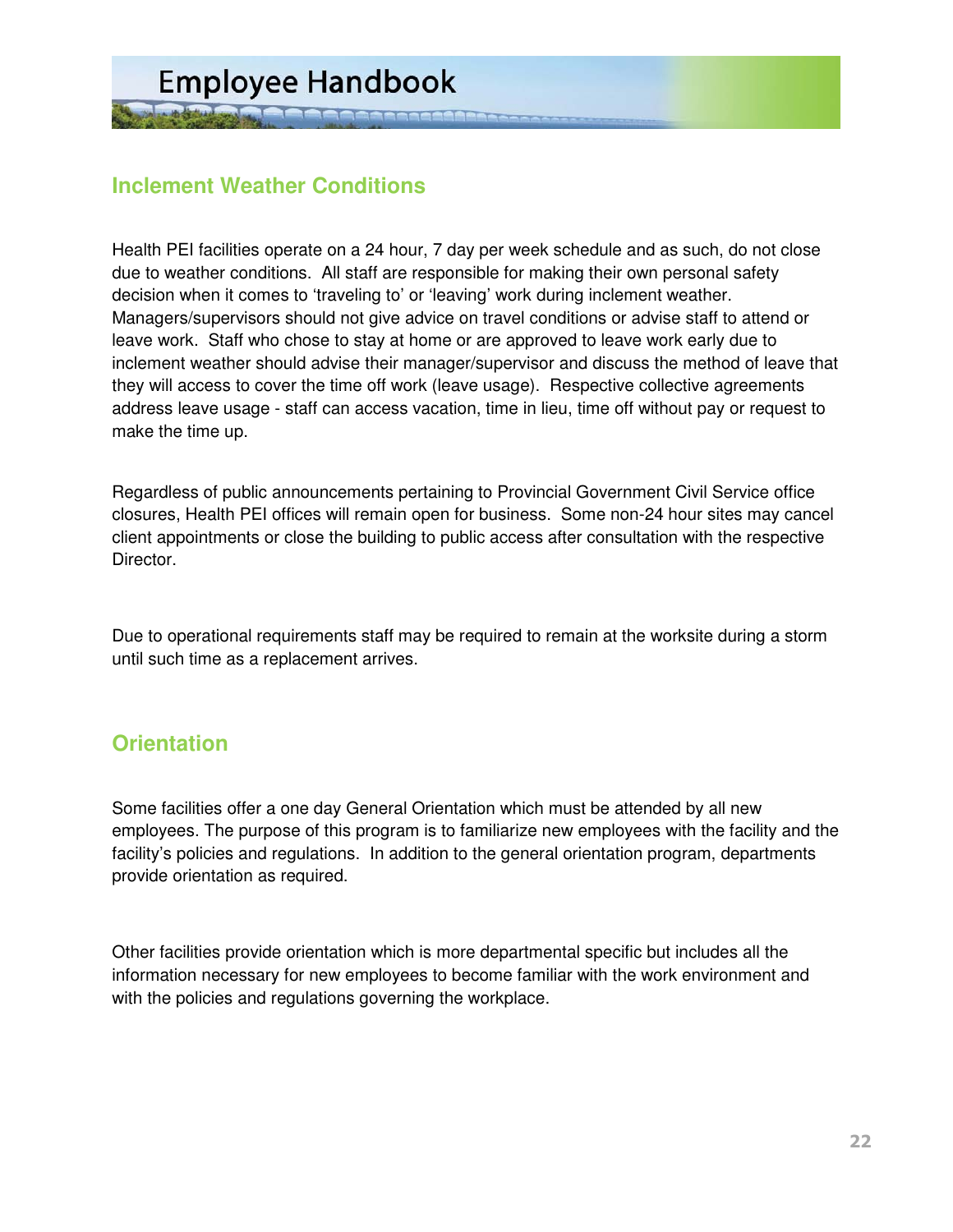## Inclement Weather Conditions

Health PEI facilities operate on a 24 hour, 7 day per week schedule and as such, do not close due to weather conditions. All staff are responsible for making their own personal safety decision when it comes to 'traveling to' or 'leaving' work during inclement weather. Managers/supervisors should not give advice on travel conditions or advise staff to attend or leave work. Staff who chose to stay at home or are approved to leave work early due to inclement weather should advise their manager/supervisor and discuss the method of leave that they will access to cover the time off work (leave usage). Respective collective agreements address leave usage - staff can access vacation, time in lieu, time off without pay or request to make the time up.

Regardless of public announcements pertaining to Provincial Government Civil Service office closures, Health PEI offices will remain open for business. Some non-24 hour sites may cancel client appointments or close the building to public access after consultation with the respective Director.

Due to operational requirements staff may be required to remain at the worksite during a storm until such time as a replacement arrives.

## Orientation

Some facilities offer a one day General Orientation which must be attended by all new employees. The purpose of this program is to familiarize new employees with the facility and the facility's policies and regulations. In addition to the general orientation program, departments provide orientation as required.

Other facilities provide orientation which is more departmental specific but includes all the information necessary for new employees to become familiar with the work environment and with the policies and regulations governing the workplace.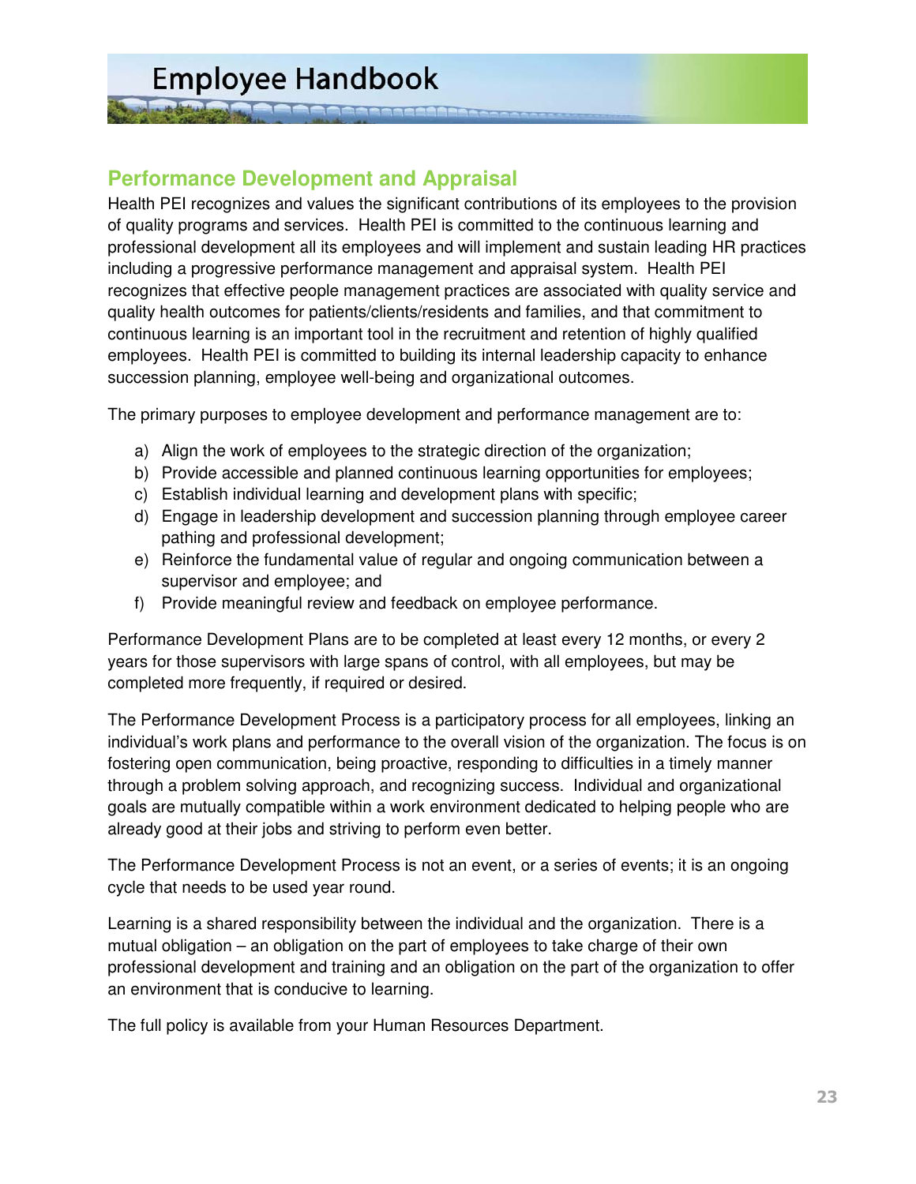## Performance Development and Appraisal

Health PEI recognizes and values the significant contributions of its employees to the provision of quality programs and services. Health PEI is committed to the continuous learning and professional development all its employees and will implement and sustain leading HR practices including a progressive performance management and appraisal system. Health PEI recognizes that effective people management practices are associated with quality service and quality health outcomes for patients/clients/residents and families, and that commitment to continuous learning is an important tool in the recruitment and retention of highly qualified employees. Health PEI is committed to building its internal leadership capacity to enhance succession planning, employee well-being and organizational outcomes.

The primary purposes to employee development and performance management are to:

a) Align the work of employees to the strategic direction of the organization;
b) Provide accessible and planned continuous learning opportunities for employees;
c) Establish individual learning and development plans with specific;
d) Engage in leadership development and succession planning through employee career pathing and professional development;
e) Reinforce the fundamental value of regular and ongoing communication between a supervisor and employee; and
f) Provide meaningful review and feedback on employee performance.

Performance Development Plans are to be completed at least every 12 months, or every 2 years for those supervisors with large spans of control, with all employees, but may be completed more frequently, if required or desired.

The Performance Development Process is a participatory process for all employees, linking an individual's work plans and performance to the overall vision of the organization. The focus is on fostering open communication, being proactive, responding to difficulties in a timely manner through a problem solving approach, and recognizing success. Individual and organizational goals are mutually compatible within a work environment dedicated to helping people who are already good at their jobs and striving to perform even better.

The Performance Development Process is not an event, or a series of events; it is an ongoing cycle that needs to be used year round.

Learning is a shared responsibility between the individual and the organization. There is a mutual obligation – an obligation on the part of employees to take charge of their own professional development and training and an obligation on the part of the organization to offer an environment that is conducive to learning.

The full policy is available from your Human Resources Department.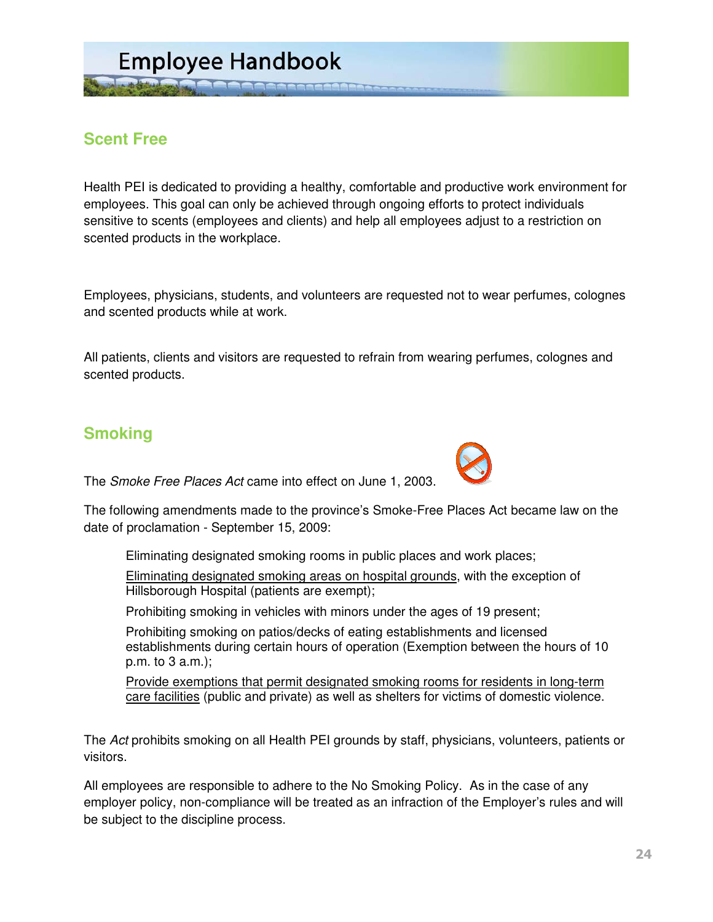## Scent Free

Health PEI is dedicated to providing a healthy, comfortable and productive work environment for employees. This goal can only be achieved through ongoing efforts to protect individuals sensitive to scents (employees and clients) and help all employees adjust to a restriction on scented products in the workplace.

Employees, physicians, students, and volunteers are requested not to wear perfumes, colognes and scented products while at work.

All patients, clients and visitors are requested to refrain from wearing perfumes, colognes and scented products.

## Smoking

The *Smoke Free Places Act* came into effect on June 1, 2003.

The following amendments made to the province's Smoke-Free Places Act became law on the date of proclamation - September 15, 2009:

- Eliminating designated smoking rooms in public places and work places;
- <u>Eliminating designated smoking areas on hospital grounds</u>, with the exception of Hillsborough Hospital (patients are exempt);
- Prohibiting smoking in vehicles with minors under the ages of 19 present;
- Prohibiting smoking on patios/decks of eating establishments and licensed establishments during certain hours of operation (Exemption between the hours of 10 p.m. to 3 a.m.);
- <u>Provide exemptions that permit designated smoking rooms for residents in long-term care facilities</u> (public and private) as well as shelters for victims of domestic violence.

The *Act* prohibits smoking on all Health PEI grounds by staff, physicians, volunteers, patients or visitors.

All employees are responsible to adhere to the No Smoking Policy. As in the case of any employer policy, non-compliance will be treated as an infraction of the Employer's rules and will be subject to the discipline process.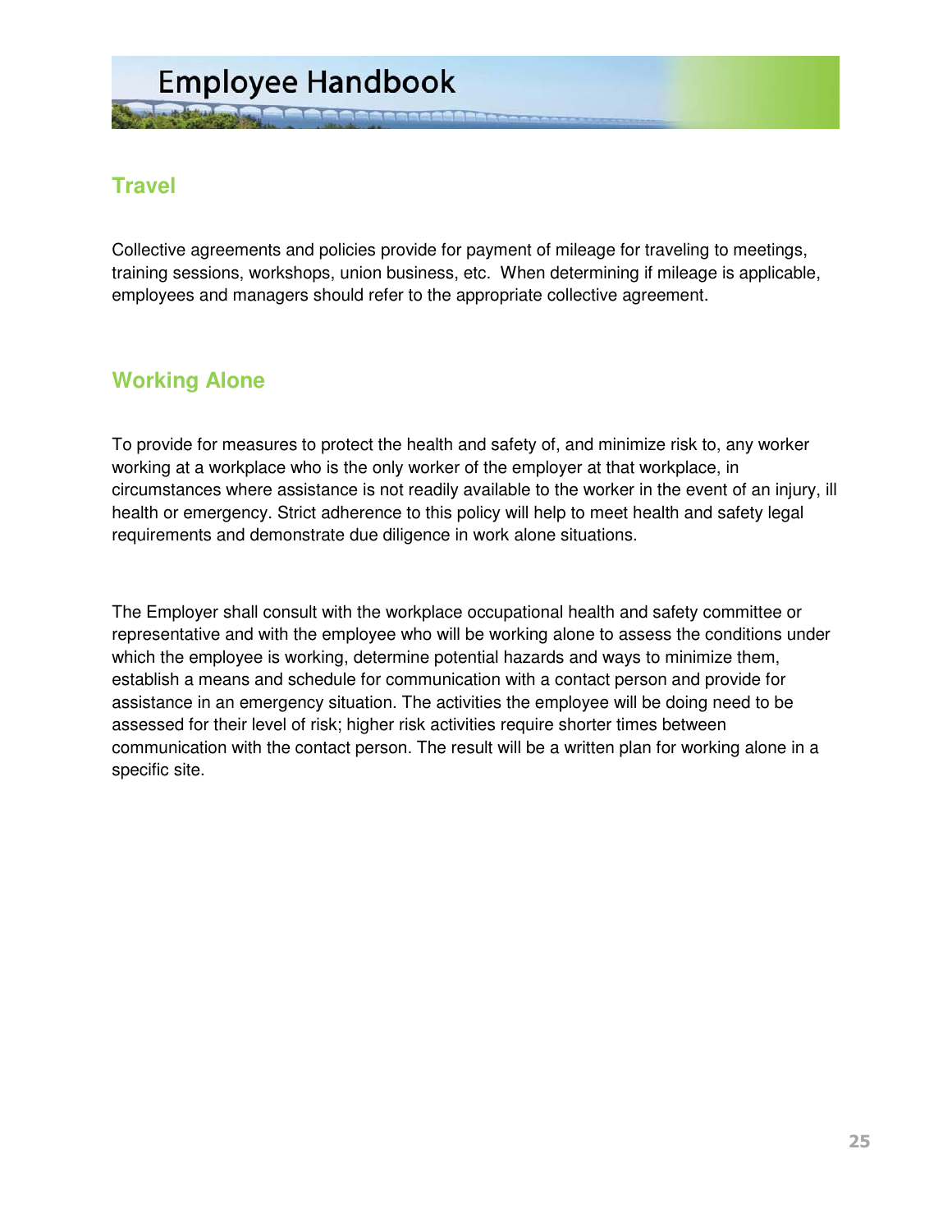## Travel

Collective agreements and policies provide for payment of mileage for traveling to meetings, training sessions, workshops, union business, etc. When determining if mileage is applicable, employees and managers should refer to the appropriate collective agreement.

## Working Alone

To provide for measures to protect the health and safety of, and minimize risk to, any worker working at a workplace who is the only worker of the employer at that workplace, in circumstances where assistance is not readily available to the worker in the event of an injury, ill health or emergency. Strict adherence to this policy will help to meet health and safety legal requirements and demonstrate due diligence in work alone situations.

The Employer shall consult with the workplace occupational health and safety committee or representative and with the employee who will be working alone to assess the conditions under which the employee is working, determine potential hazards and ways to minimize them, establish a means and schedule for communication with a contact person and provide for assistance in an emergency situation. The activities the employee will be doing need to be assessed for their level of risk; higher risk activities require shorter times between communication with the contact person. The result will be a written plan for working alone in a specific site.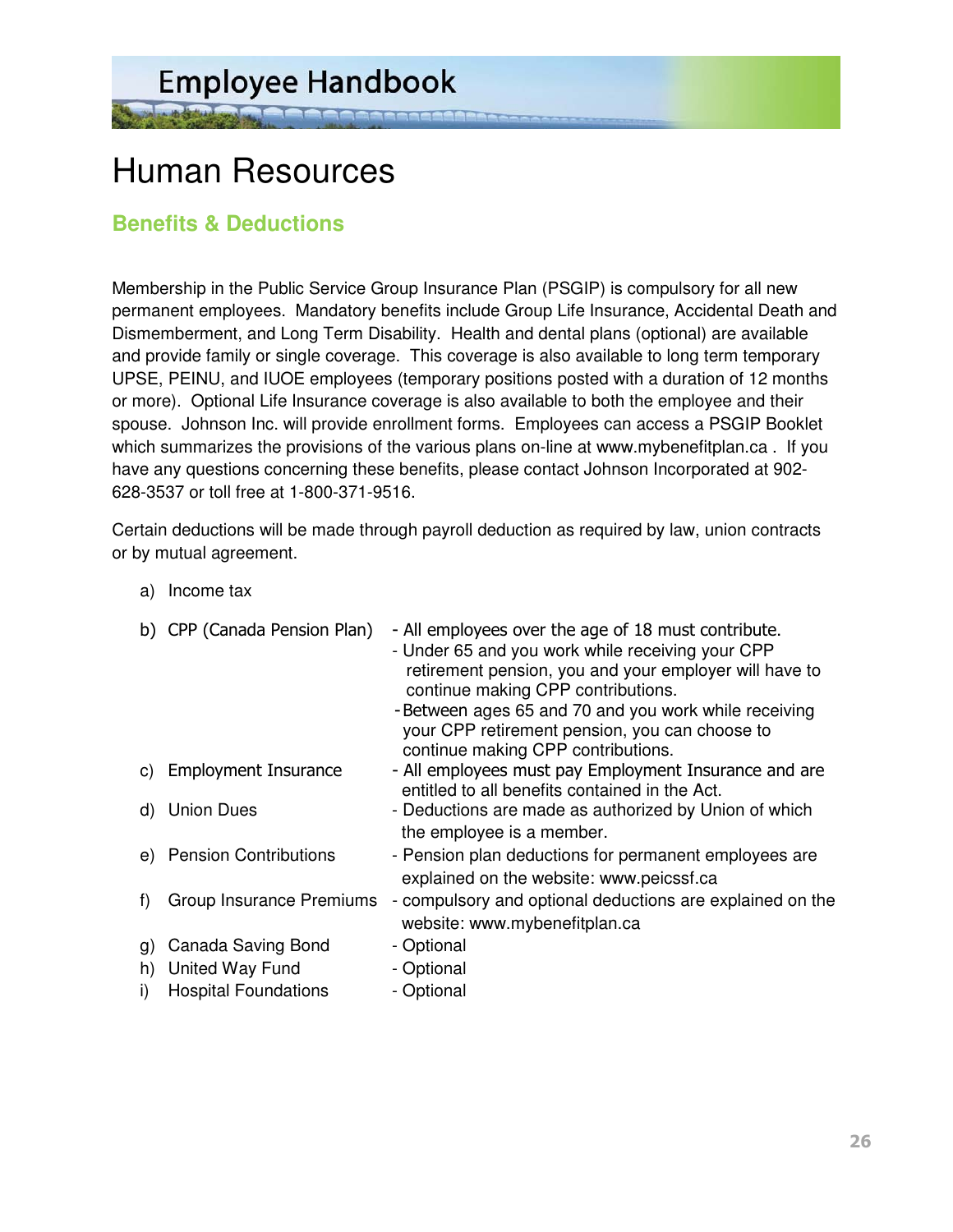# Human Resources

## Benefits & Deductions

Membership in the Public Service Group Insurance Plan (PSGIP) is compulsory for all new permanent employees. Mandatory benefits include Group Life Insurance, Accidental Death and Dismemberment, and Long Term Disability. Health and dental plans (optional) are available and provide family or single coverage. This coverage is also available to long term temporary UPSE, PEINU, and IUOE employees (temporary positions posted with a duration of 12 months or more). Optional Life Insurance coverage is also available to both the employee and their spouse. Johnson Inc. will provide enrollment forms. Employees can access a PSGIP Booklet which summarizes the provisions of the various plans on-line at www.mybenefitplan.ca . If you have any questions concerning these benefits, please contact Johnson Incorporated at 902-628-3537 or toll free at 1-800-371-9516.

Certain deductions will be made through payroll deduction as required by law, union contracts or by mutual agreement.

a) Income tax

b) CPP (Canada Pension Plan)
- All employees over the age of 18 must contribute.
- Under 65 and you work while receiving your CPP retirement pension, you and your employer will have to continue making CPP contributions.
- Between ages 65 and 70 and you work while receiving your CPP retirement pension, you can choose to continue making CPP contributions.

c) Employment Insurance
- All employees must pay Employment Insurance and are entitled to all benefits contained in the Act.

d) Union Dues
- Deductions are made as authorized by Union of which the employee is a member.

e) Pension Contributions
- Pension plan deductions for permanent employees are explained on the website: www.peicssf.ca

f) Group Insurance Premiums
- compulsory and optional deductions are explained on the website: www.mybenefitplan.ca

g) Canada Saving Bond - Optional

h) United Way Fund - Optional

i) Hospital Foundations - Optional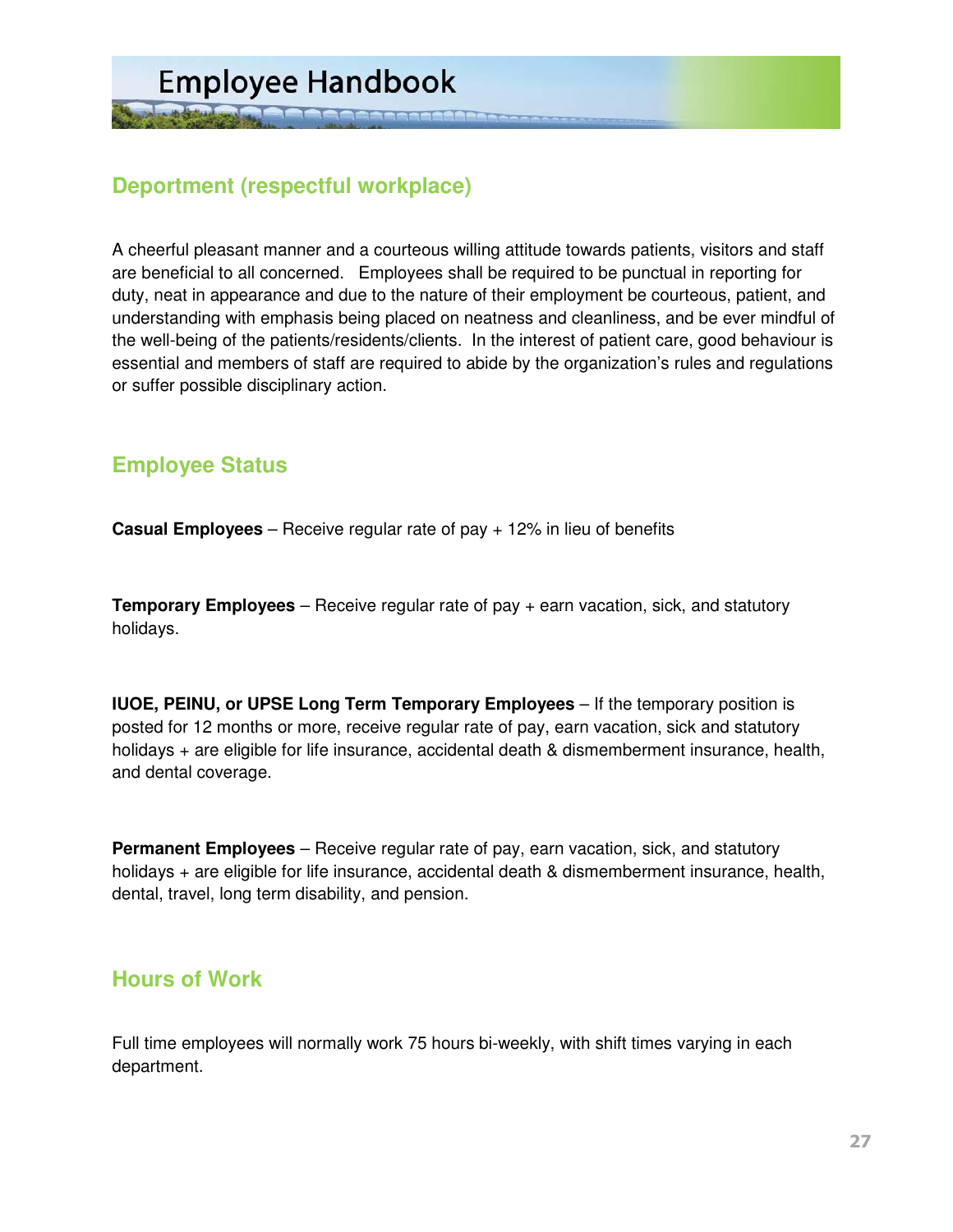## Deportment (respectful workplace)

A cheerful pleasant manner and a courteous willing attitude towards patients, visitors and staff are beneficial to all concerned. Employees shall be required to be punctual in reporting for duty, neat in appearance and due to the nature of their employment be courteous, patient, and understanding with emphasis being placed on neatness and cleanliness, and be ever mindful of the well-being of the patients/residents/clients. In the interest of patient care, good behaviour is essential and members of staff are required to abide by the organization's rules and regulations or suffer possible disciplinary action.

## Employee Status

**Casual Employees** – Receive regular rate of pay + 12% in lieu of benefits

**Temporary Employees** – Receive regular rate of pay + earn vacation, sick, and statutory holidays.

**IUOE, PEINU, or UPSE Long Term Temporary Employees** – If the temporary position is posted for 12 months or more, receive regular rate of pay, earn vacation, sick and statutory holidays + are eligible for life insurance, accidental death & dismemberment insurance, health, and dental coverage.

**Permanent Employees** – Receive regular rate of pay, earn vacation, sick, and statutory holidays + are eligible for life insurance, accidental death & dismemberment insurance, health, dental, travel, long term disability, and pension.

## Hours of Work

Full time employees will normally work 75 hours bi-weekly, with shift times varying in each department.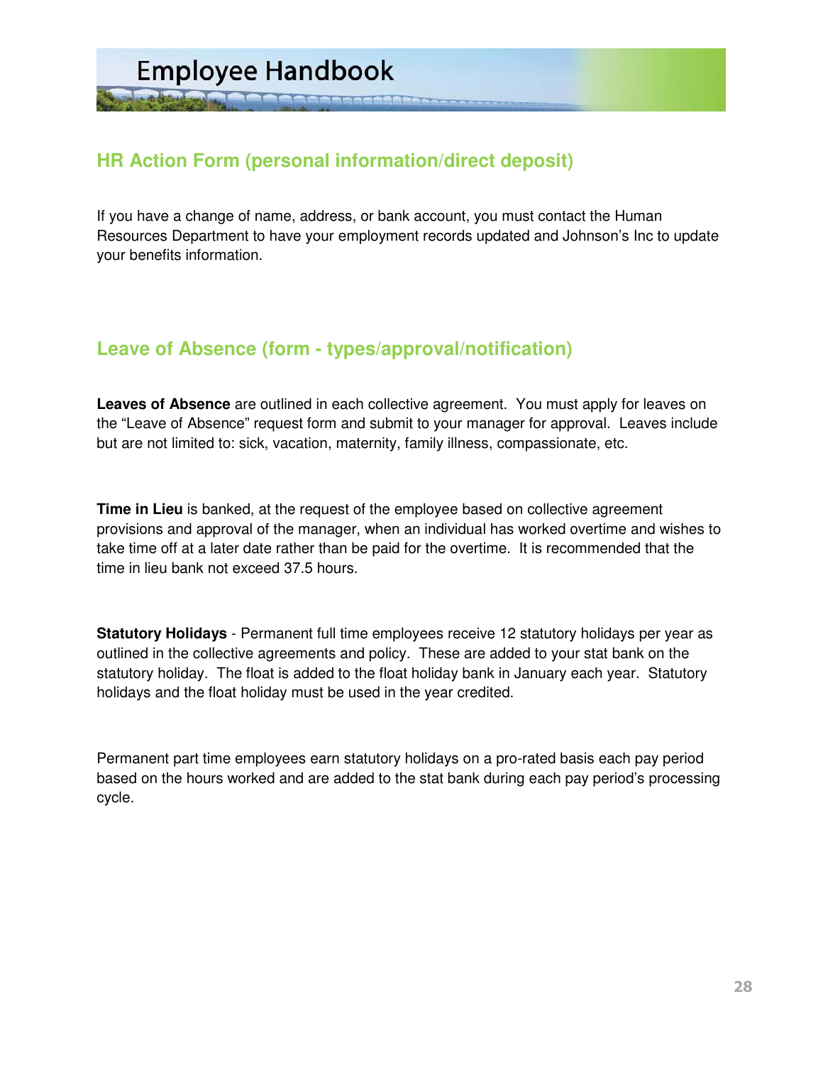## HR Action Form (personal information/direct deposit)

If you have a change of name, address, or bank account, you must contact the Human Resources Department to have your employment records updated and Johnson's Inc to update your benefits information.

## Leave of Absence (form - types/approval/notification)

**Leaves of Absence** are outlined in each collective agreement. You must apply for leaves on the "Leave of Absence" request form and submit to your manager for approval. Leaves include but are not limited to: sick, vacation, maternity, family illness, compassionate, etc.

**Time in Lieu** is banked, at the request of the employee based on collective agreement provisions and approval of the manager, when an individual has worked overtime and wishes to take time off at a later date rather than be paid for the overtime. It is recommended that the time in lieu bank not exceed 37.5 hours.

**Statutory Holidays** - Permanent full time employees receive 12 statutory holidays per year as outlined in the collective agreements and policy. These are added to your stat bank on the statutory holiday. The float is added to the float holiday bank in January each year. Statutory holidays and the float holiday must be used in the year credited.

Permanent part time employees earn statutory holidays on a pro-rated basis each pay period based on the hours worked and are added to the stat bank during each pay period's processing cycle.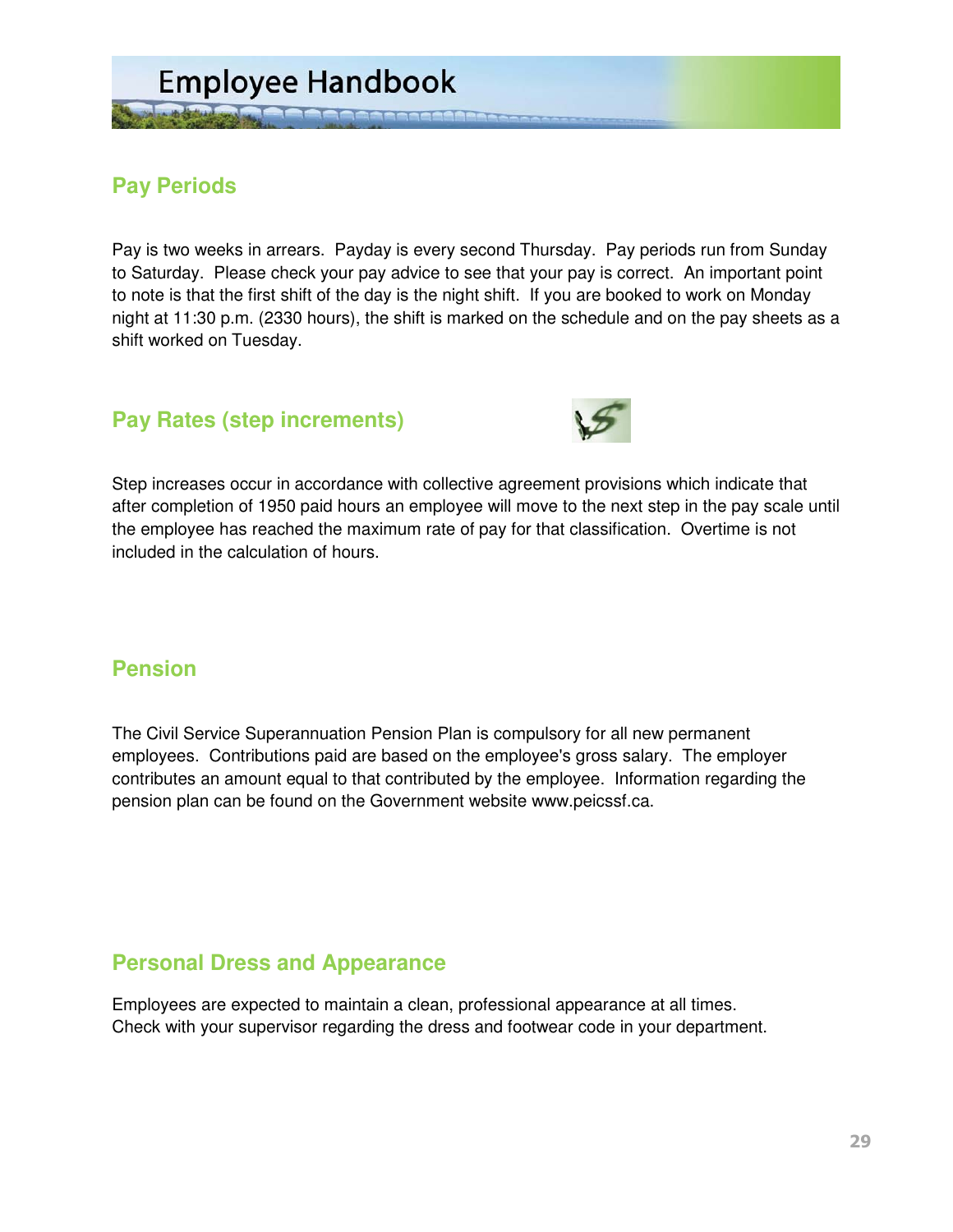## Pay Periods

Pay is two weeks in arrears. Payday is every second Thursday. Pay periods run from Sunday to Saturday. Please check your pay advice to see that your pay is correct. An important point to note is that the first shift of the day is the night shift. If you are booked to work on Monday night at 11:30 p.m. (2330 hours), the shift is marked on the schedule and on the pay sheets as a shift worked on Tuesday.

## Pay Rates (step increments)

Step increases occur in accordance with collective agreement provisions which indicate that after completion of 1950 paid hours an employee will move to the next step in the pay scale until the employee has reached the maximum rate of pay for that classification. Overtime is not included in the calculation of hours.

## Pension

The Civil Service Superannuation Pension Plan is compulsory for all new permanent employees. Contributions paid are based on the employee's gross salary. The employer contributes an amount equal to that contributed by the employee. Information regarding the pension plan can be found on the Government website www.peicssf.ca.

## Personal Dress and Appearance

Employees are expected to maintain a clean, professional appearance at all times. Check with your supervisor regarding the dress and footwear code in your department.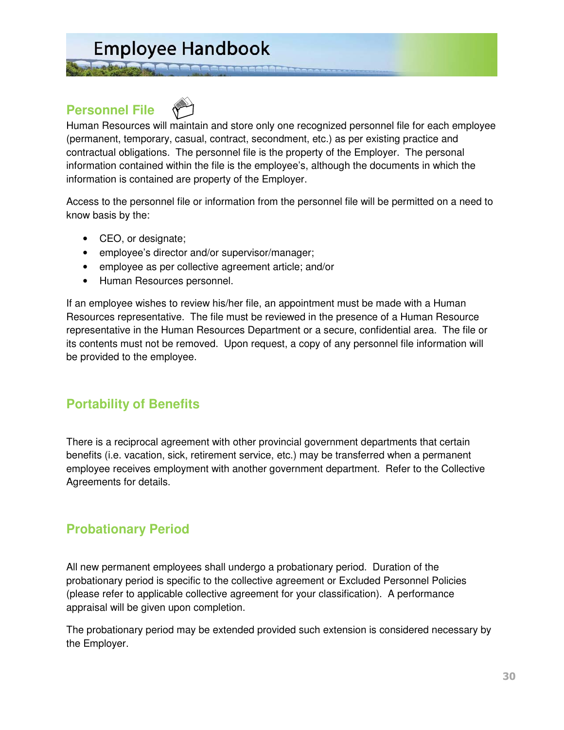## Personnel File

Human Resources will maintain and store only one recognized personnel file for each employee (permanent, temporary, casual, contract, secondment, etc.) as per existing practice and contractual obligations. The personnel file is the property of the Employer. The personal information contained within the file is the employee's, although the documents in which the information is contained are property of the Employer.

Access to the personnel file or information from the personnel file will be permitted on a need to know basis by the:

- CEO, or designate;
- employee's director and/or supervisor/manager;
- employee as per collective agreement article; and/or
- Human Resources personnel.

If an employee wishes to review his/her file, an appointment must be made with a Human Resources representative. The file must be reviewed in the presence of a Human Resource representative in the Human Resources Department or a secure, confidential area. The file or its contents must not be removed. Upon request, a copy of any personnel file information will be provided to the employee.

## Portability of Benefits

There is a reciprocal agreement with other provincial government departments that certain benefits (i.e. vacation, sick, retirement service, etc.) may be transferred when a permanent employee receives employment with another government department. Refer to the Collective Agreements for details.

## Probationary Period

All new permanent employees shall undergo a probationary period. Duration of the probationary period is specific to the collective agreement or Excluded Personnel Policies (please refer to applicable collective agreement for your classification). A performance appraisal will be given upon completion.

The probationary period may be extended provided such extension is considered necessary by the Employer.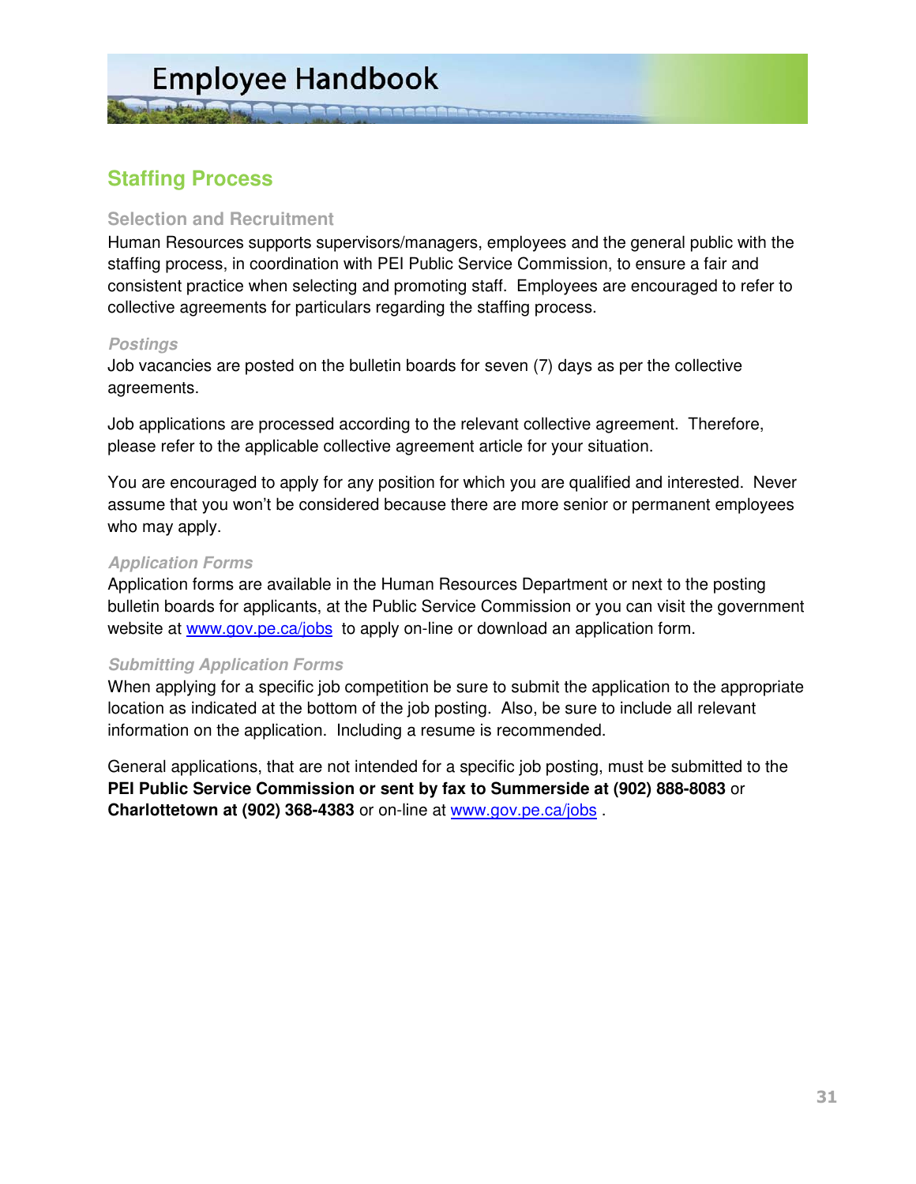## Staffing Process

### Selection and Recruitment

Human Resources supports supervisors/managers, employees and the general public with the staffing process, in coordination with PEI Public Service Commission, to ensure a fair and consistent practice when selecting and promoting staff. Employees are encouraged to refer to collective agreements for particulars regarding the staffing process.

#### *Postings*

Job vacancies are posted on the bulletin boards for seven (7) days as per the collective agreements.

Job applications are processed according to the relevant collective agreement. Therefore, please refer to the applicable collective agreement article for your situation.

You are encouraged to apply for any position for which you are qualified and interested. Never assume that you won't be considered because there are more senior or permanent employees who may apply.

#### *Application Forms*

Application forms are available in the Human Resources Department or next to the posting bulletin boards for applicants, at the Public Service Commission or you can visit the government website at www.gov.pe.ca/jobs to apply on-line or download an application form.

#### *Submitting Application Forms*

When applying for a specific job competition be sure to submit the application to the appropriate location as indicated at the bottom of the job posting. Also, be sure to include all relevant information on the application. Including a resume is recommended.

General applications, that are not intended for a specific job posting, must be submitted to the **PEI Public Service Commission or sent by fax to Summerside at (902) 888-8083** or **Charlottetown at (902) 368-4383** or on-line at www.gov.pe.ca/jobs .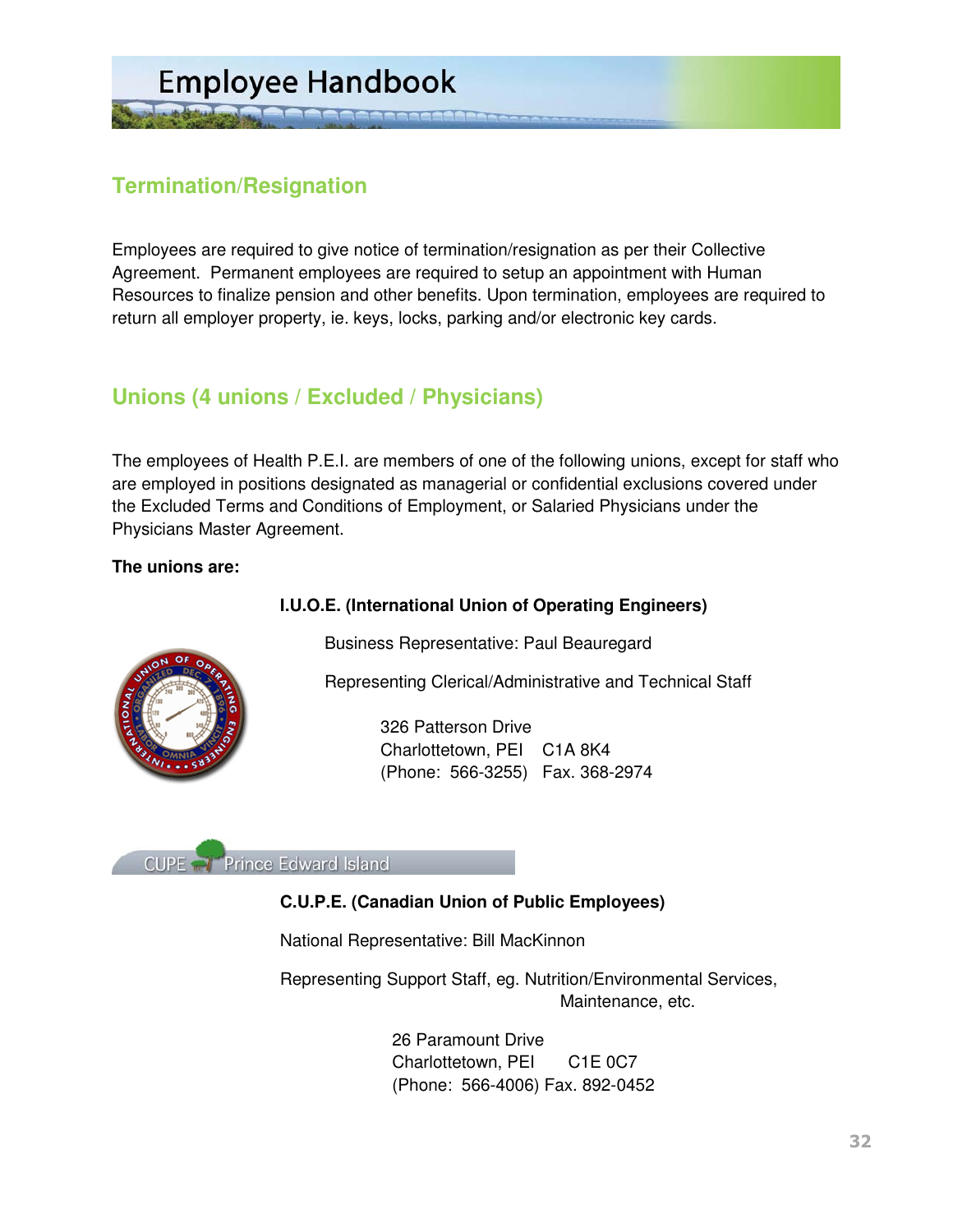## Termination/Resignation

Employees are required to give notice of termination/resignation as per their Collective Agreement. Permanent employees are required to setup an appointment with Human Resources to finalize pension and other benefits. Upon termination, employees are required to return all employer property, ie. keys, locks, parking and/or electronic key cards.

## Unions (4 unions / Excluded / Physicians)

The employees of Health P.E.I. are members of one of the following unions, except for staff who are employed in positions designated as managerial or confidential exclusions covered under the Excluded Terms and Conditions of Employment, or Salaried Physicians under the Physicians Master Agreement.

**The unions are:**

**I.U.O.E. (International Union of Operating Engineers)**

Business Representative: Paul Beauregard

Representing Clerical/Administrative and Technical Staff

326 Patterson Drive
Charlottetown, PEI C1A 8K4
(Phone: 566-3255) Fax. 368-2974

**C.U.P.E. (Canadian Union of Public Employees)**

National Representative: Bill MacKinnon

Representing Support Staff, eg. Nutrition/Environmental Services, Maintenance, etc.

26 Paramount Drive
Charlottetown, PEI C1E 0C7
(Phone: 566-4006) Fax. 892-0452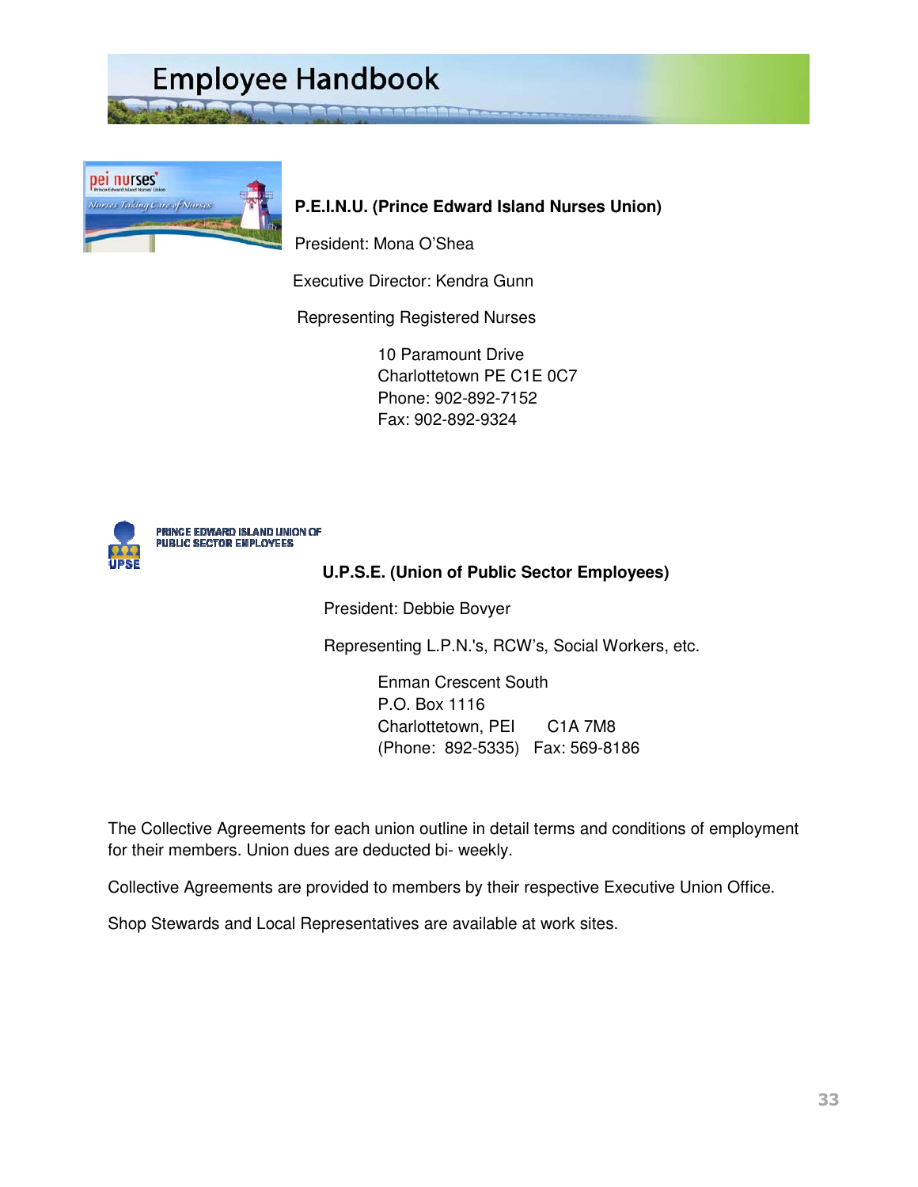**P.E.I.N.U. (Prince Edward Island Nurses Union)**

President: Mona O'Shea

Executive Director: Kendra Gunn

Representing Registered Nurses

10 Paramount Drive
Charlottetown PE C1E 0C7
Phone: 902-892-7152
Fax: 902-892-9324

PRINCE EDWARD ISLAND UNION OF PUBLIC SECTOR EMPLOYEES

**U.P.S.E. (Union of Public Sector Employees)**

President: Debbie Bovyer

Representing L.P.N.'s, RCW's, Social Workers, etc.

Enman Crescent South
P.O. Box 1116
Charlottetown, PEI C1A 7M8
(Phone: 892-5335) Fax: 569-8186

The Collective Agreements for each union outline in detail terms and conditions of employment for their members. Union dues are deducted bi- weekly.

Collective Agreements are provided to members by their respective Executive Union Office.

Shop Stewards and Local Representatives are available at work sites.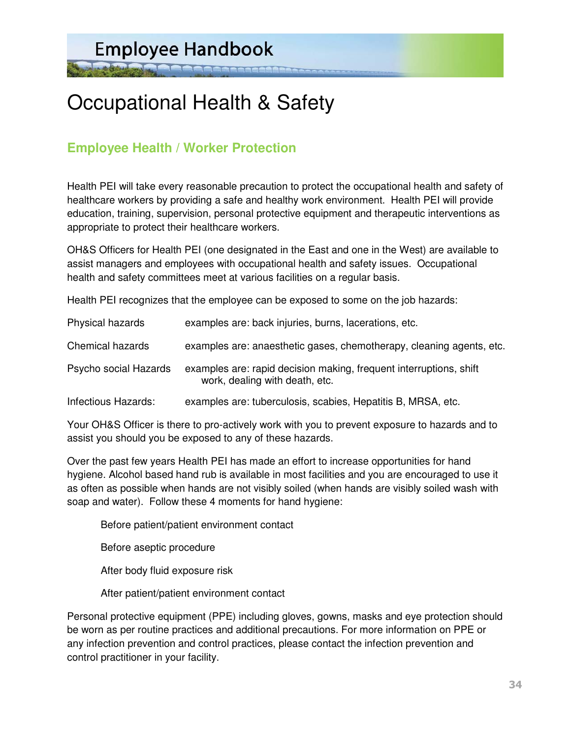# Occupational Health & Safety

## Employee Health / Worker Protection

Health PEI will take every reasonable precaution to protect the occupational health and safety of healthcare workers by providing a safe and healthy work environment. Health PEI will provide education, training, supervision, personal protective equipment and therapeutic interventions as appropriate to protect their healthcare workers.

OH&S Officers for Health PEI (one designated in the East and one in the West) are available to assist managers and employees with occupational health and safety issues. Occupational health and safety committees meet at various facilities on a regular basis.

Health PEI recognizes that the employee can be exposed to some on the job hazards:

| | |
|---|---|
| Physical hazards | examples are: back injuries, burns, lacerations, etc. |
| Chemical hazards | examples are: anaesthetic gases, chemotherapy, cleaning agents, etc. |
| Psycho social Hazards | examples are: rapid decision making, frequent interruptions, shift work, dealing with death, etc. |
| Infectious Hazards: | examples are: tuberculosis, scabies, Hepatitis B, MRSA, etc. |

Your OH&S Officer is there to pro-actively work with you to prevent exposure to hazards and to assist you should you be exposed to any of these hazards.

Over the past few years Health PEI has made an effort to increase opportunities for hand hygiene. Alcohol based hand rub is available in most facilities and you are encouraged to use it as often as possible when hands are not visibly soiled (when hands are visibly soiled wash with soap and water). Follow these 4 moments for hand hygiene:

- Before patient/patient environment contact
- Before aseptic procedure
- After body fluid exposure risk
- After patient/patient environment contact

Personal protective equipment (PPE) including gloves, gowns, masks and eye protection should be worn as per routine practices and additional precautions. For more information on PPE or any infection prevention and control practices, please contact the infection prevention and control practitioner in your facility.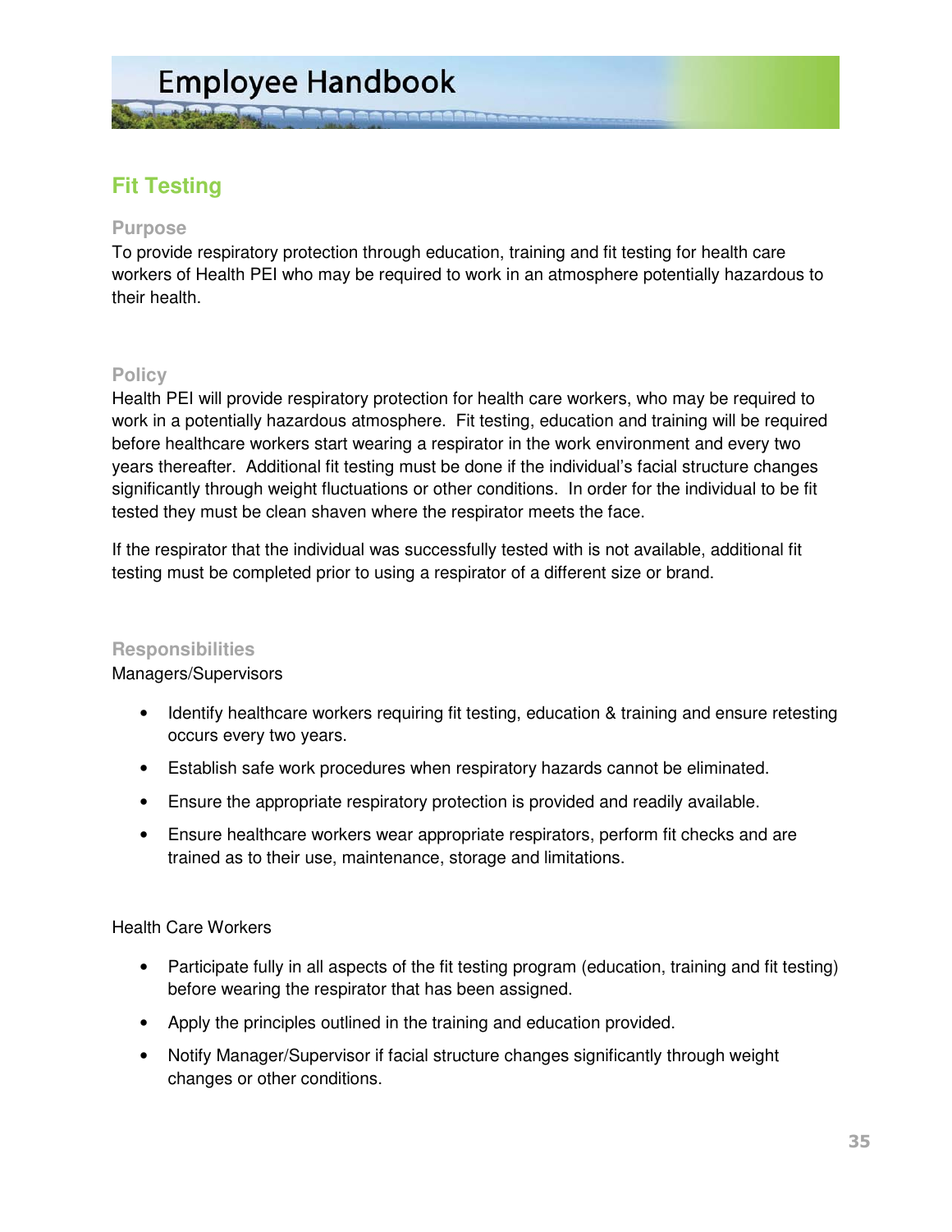## Fit Testing

### Purpose

To provide respiratory protection through education, training and fit testing for health care workers of Health PEI who may be required to work in an atmosphere potentially hazardous to their health.

### Policy

Health PEI will provide respiratory protection for health care workers, who may be required to work in a potentially hazardous atmosphere. Fit testing, education and training will be required before healthcare workers start wearing a respirator in the work environment and every two years thereafter. Additional fit testing must be done if the individual's facial structure changes significantly through weight fluctuations or other conditions. In order for the individual to be fit tested they must be clean shaven where the respirator meets the face.

If the respirator that the individual was successfully tested with is not available, additional fit testing must be completed prior to using a respirator of a different size or brand.

### Responsibilities

Managers/Supervisors

- Identify healthcare workers requiring fit testing, education & training and ensure retesting occurs every two years.
- Establish safe work procedures when respiratory hazards cannot be eliminated.
- Ensure the appropriate respiratory protection is provided and readily available.
- Ensure healthcare workers wear appropriate respirators, perform fit checks and are trained as to their use, maintenance, storage and limitations.

Health Care Workers

- Participate fully in all aspects of the fit testing program (education, training and fit testing) before wearing the respirator that has been assigned.
- Apply the principles outlined in the training and education provided.
- Notify Manager/Supervisor if facial structure changes significantly through weight changes or other conditions.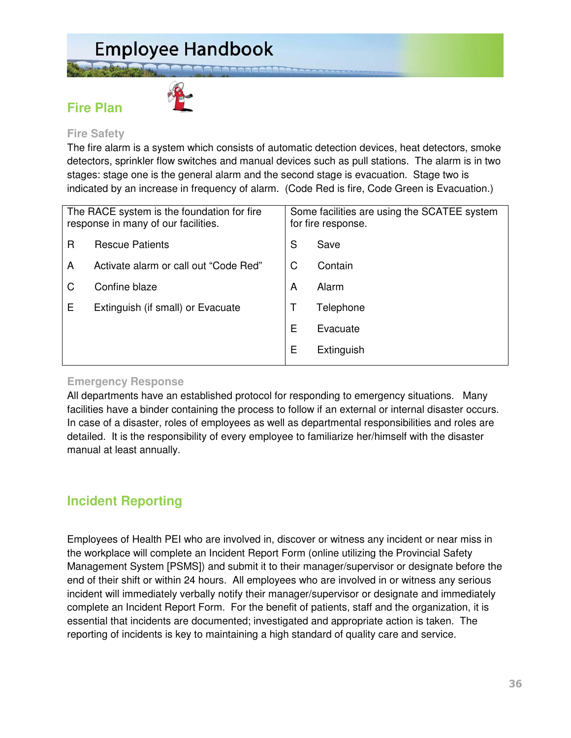## Fire Plan

### Fire Safety

The fire alarm is a system which consists of automatic detection devices, heat detectors, smoke detectors, sprinkler flow switches and manual devices such as pull stations. The alarm is in two stages: stage one is the general alarm and the second stage is evacuation. Stage two is indicated by an increase in frequency of alarm. (Code Red is fire, Code Green is Evacuation.)

| The RACE system is the foundation for fire response in many of our facilities. | | Some facilities are using the SCATEE system for fire response. | |
|---|---|---|---|
| R | Rescue Patients | S | Save |
| A | Activate alarm or call out "Code Red" | C | Contain |
| C | Confine blaze | A | Alarm |
| E | Extinguish (if small) or Evacuate | T | Telephone |
| | | E | Evacuate |
| | | E | Extinguish |

### Emergency Response

All departments have an established protocol for responding to emergency situations. Many facilities have a binder containing the process to follow if an external or internal disaster occurs. In case of a disaster, roles of employees as well as departmental responsibilities and roles are detailed. It is the responsibility of every employee to familiarize her/himself with the disaster manual at least annually.

## Incident Reporting

Employees of Health PEI who are involved in, discover or witness any incident or near miss in the workplace will complete an Incident Report Form (online utilizing the Provincial Safety Management System [PSMS]) and submit it to their manager/supervisor or designate before the end of their shift or within 24 hours. All employees who are involved in or witness any serious incident will immediately verbally notify their manager/supervisor or designate and immediately complete an Incident Report Form. For the benefit of patients, staff and the organization, it is essential that incidents are documented; investigated and appropriate action is taken. The reporting of incidents is key to maintaining a high standard of quality care and service.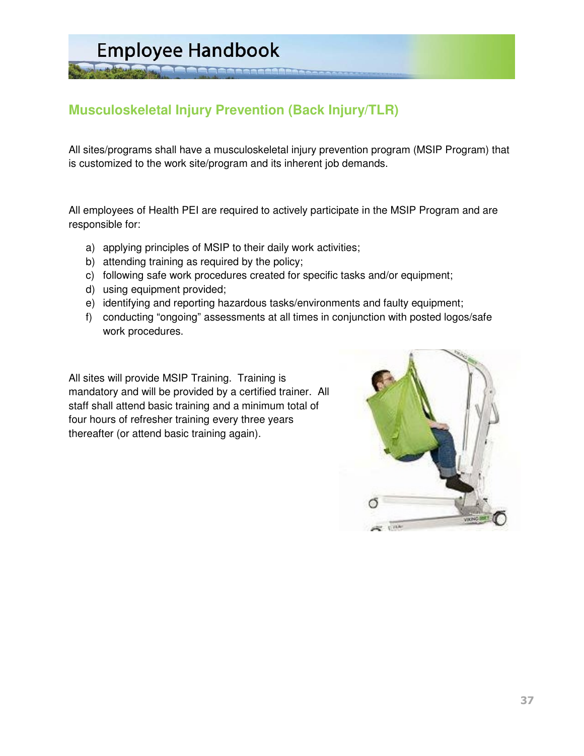## Musculoskeletal Injury Prevention (Back Injury/TLR)

All sites/programs shall have a musculoskeletal injury prevention program (MSIP Program) that is customized to the work site/program and its inherent job demands.

All employees of Health PEI are required to actively participate in the MSIP Program and are responsible for:

a) applying principles of MSIP to their daily work activities;
b) attending training as required by the policy;
c) following safe work procedures created for specific tasks and/or equipment;
d) using equipment provided;
e) identifying and reporting hazardous tasks/environments and faulty equipment;
f) conducting "ongoing" assessments at all times in conjunction with posted logos/safe work procedures.

All sites will provide MSIP Training. Training is mandatory and will be provided by a certified trainer. All staff shall attend basic training and a minimum total of four hours of refresher training every three years thereafter (or attend basic training again).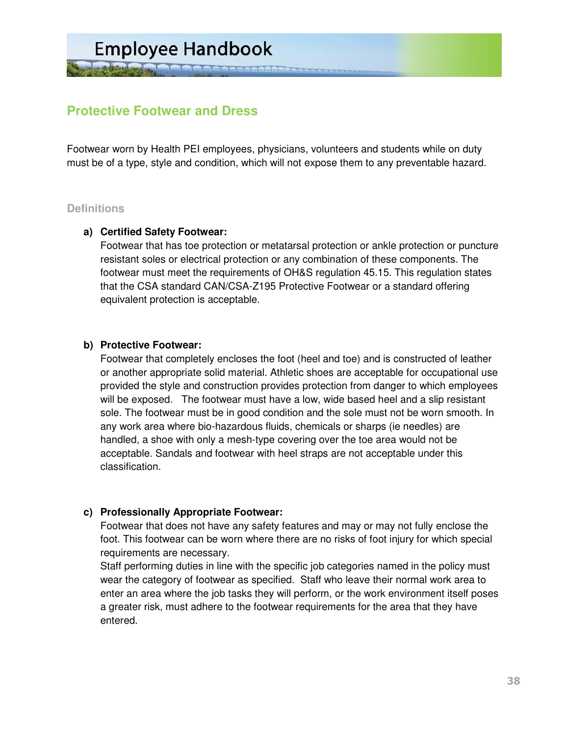## Protective Footwear and Dress

Footwear worn by Health PEI employees, physicians, volunteers and students while on duty must be of a type, style and condition, which will not expose them to any preventable hazard.

### Definitions

**a) Certified Safety Footwear:**
Footwear that has toe protection or metatarsal protection or ankle protection or puncture resistant soles or electrical protection or any combination of these components. The footwear must meet the requirements of OH&S regulation 45.15. This regulation states that the CSA standard CAN/CSA-Z195 Protective Footwear or a standard offering equivalent protection is acceptable.

**b) Protective Footwear:**
Footwear that completely encloses the foot (heel and toe) and is constructed of leather or another appropriate solid material. Athletic shoes are acceptable for occupational use provided the style and construction provides protection from danger to which employees will be exposed. The footwear must have a low, wide based heel and a slip resistant sole. The footwear must be in good condition and the sole must not be worn smooth. In any work area where bio-hazardous fluids, chemicals or sharps (ie needles) are handled, a shoe with only a mesh-type covering over the toe area would not be acceptable. Sandals and footwear with heel straps are not acceptable under this classification.

**c) Professionally Appropriate Footwear:**
Footwear that does not have any safety features and may or may not fully enclose the foot. This footwear can be worn where there are no risks of foot injury for which special requirements are necessary.
Staff performing duties in line with the specific job categories named in the policy must wear the category of footwear as specified. Staff who leave their normal work area to enter an area where the job tasks they will perform, or the work environment itself poses a greater risk, must adhere to the footwear requirements for the area that they have entered.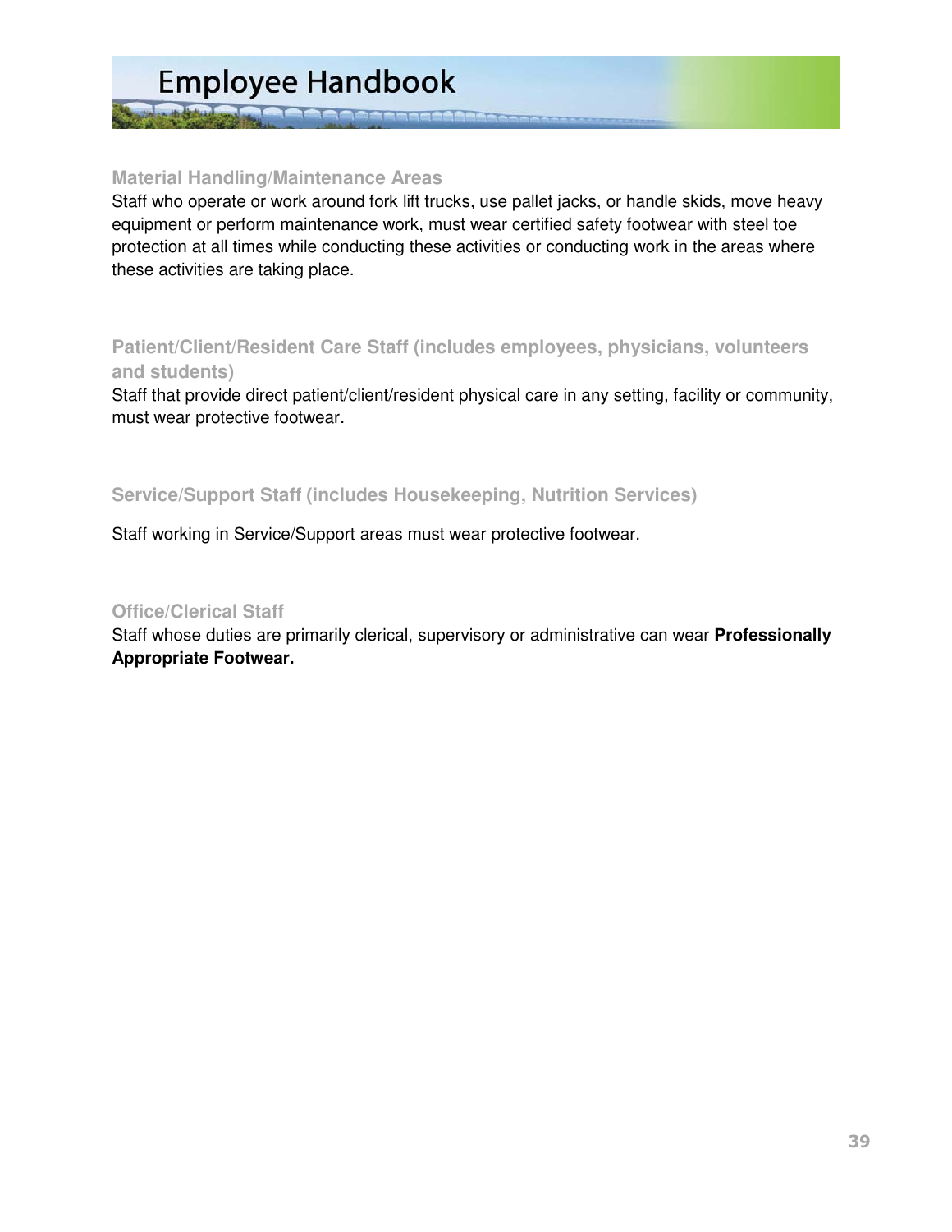### Material Handling/Maintenance Areas

Staff who operate or work around fork lift trucks, use pallet jacks, or handle skids, move heavy equipment or perform maintenance work, must wear certified safety footwear with steel toe protection at all times while conducting these activities or conducting work in the areas where these activities are taking place.

### Patient/Client/Resident Care Staff (includes employees, physicians, volunteers and students)

Staff that provide direct patient/client/resident physical care in any setting, facility or community, must wear protective footwear.

### Service/Support Staff (includes Housekeeping, Nutrition Services)

Staff working in Service/Support areas must wear protective footwear.

### Office/Clerical Staff

Staff whose duties are primarily clerical, supervisory or administrative can wear **Professionally Appropriate Footwear.**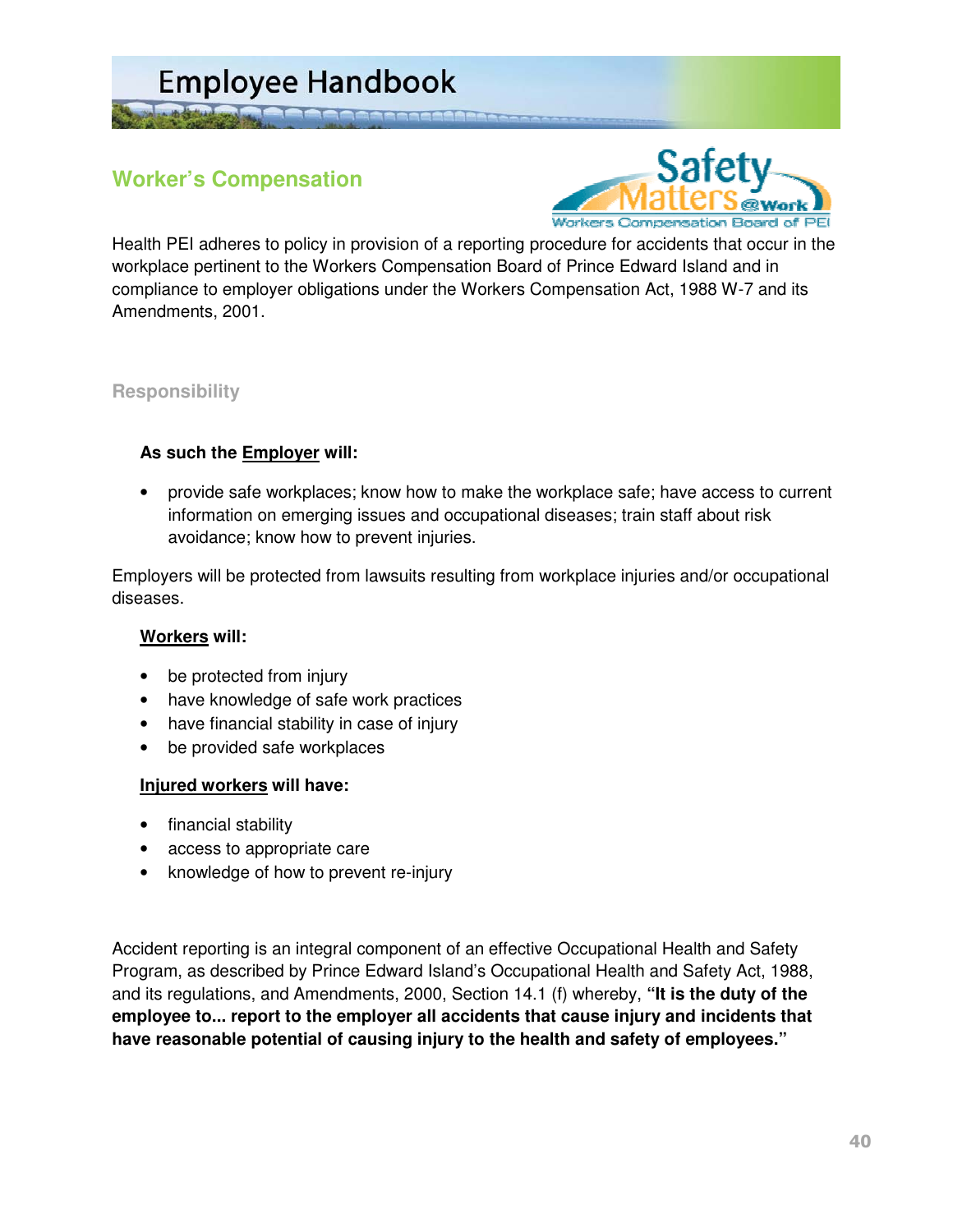## Worker's Compensation

Health PEI adheres to policy in provision of a reporting procedure for accidents that occur in the workplace pertinent to the Workers Compensation Board of Prince Edward Island and in compliance to employer obligations under the Workers Compensation Act, 1988 W-7 and its Amendments, 2001.

### Responsibility

**As such the Employer will:**

- provide safe workplaces; know how to make the workplace safe; have access to current information on emerging issues and occupational diseases; train staff about risk avoidance; know how to prevent injuries.

Employers will be protected from lawsuits resulting from workplace injuries and/or occupational diseases.

**Workers will:**

- be protected from injury
- have knowledge of safe work practices
- have financial stability in case of injury
- be provided safe workplaces

**Injured workers will have:**

- financial stability
- access to appropriate care
- knowledge of how to prevent re-injury

Accident reporting is an integral component of an effective Occupational Health and Safety Program, as described by Prince Edward Island's Occupational Health and Safety Act, 1988, and its regulations, and Amendments, 2000, Section 14.1 (f) whereby, **"It is the duty of the employee to... report to the employer all accidents that cause injury and incidents that have reasonable potential of causing injury to the health and safety of employees."**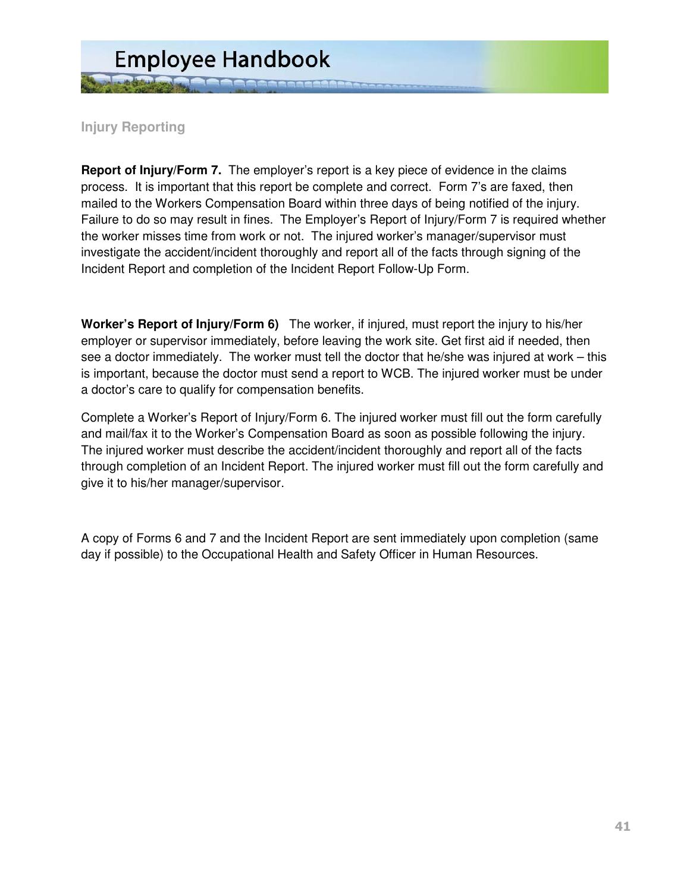## Injury Reporting

**Report of Injury/Form 7.** The employer's report is a key piece of evidence in the claims process. It is important that this report be complete and correct. Form 7's are faxed, then mailed to the Workers Compensation Board within three days of being notified of the injury. Failure to do so may result in fines. The Employer's Report of Injury/Form 7 is required whether the worker misses time from work or not. The injured worker's manager/supervisor must investigate the accident/incident thoroughly and report all of the facts through signing of the Incident Report and completion of the Incident Report Follow-Up Form.

**Worker's Report of Injury/Form 6)** The worker, if injured, must report the injury to his/her employer or supervisor immediately, before leaving the work site. Get first aid if needed, then see a doctor immediately. The worker must tell the doctor that he/she was injured at work – this is important, because the doctor must send a report to WCB. The injured worker must be under a doctor's care to qualify for compensation benefits.

Complete a Worker's Report of Injury/Form 6. The injured worker must fill out the form carefully and mail/fax it to the Worker's Compensation Board as soon as possible following the injury. The injured worker must describe the accident/incident thoroughly and report all of the facts through completion of an Incident Report. The injured worker must fill out the form carefully and give it to his/her manager/supervisor.

A copy of Forms 6 and 7 and the Incident Report are sent immediately upon completion (same day if possible) to the Occupational Health and Safety Officer in Human Resources.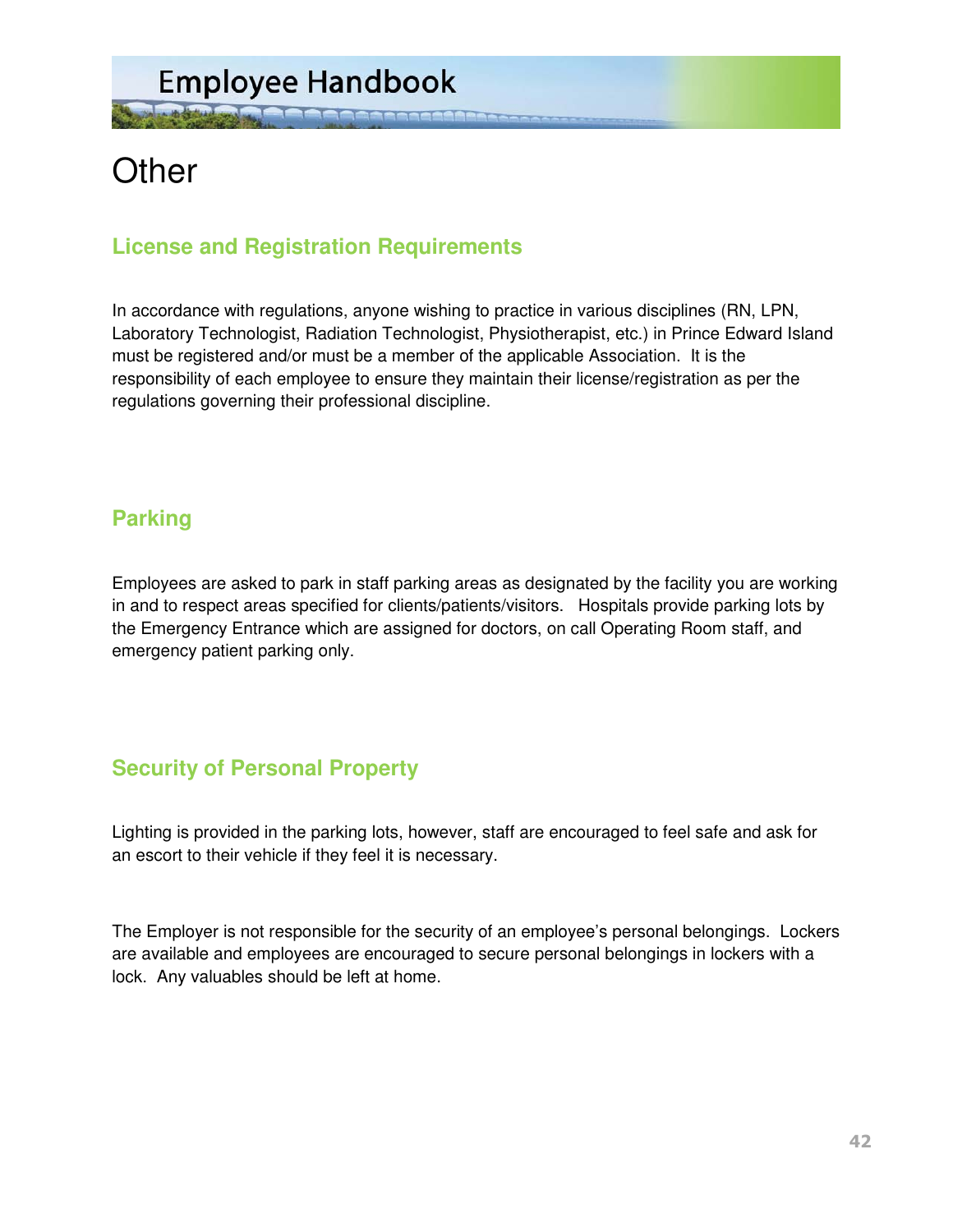# Other

## License and Registration Requirements

In accordance with regulations, anyone wishing to practice in various disciplines (RN, LPN, Laboratory Technologist, Radiation Technologist, Physiotherapist, etc.) in Prince Edward Island must be registered and/or must be a member of the applicable Association. It is the responsibility of each employee to ensure they maintain their license/registration as per the regulations governing their professional discipline.

## Parking

Employees are asked to park in staff parking areas as designated by the facility you are working in and to respect areas specified for clients/patients/visitors. Hospitals provide parking lots by the Emergency Entrance which are assigned for doctors, on call Operating Room staff, and emergency patient parking only.

## Security of Personal Property

Lighting is provided in the parking lots, however, staff are encouraged to feel safe and ask for an escort to their vehicle if they feel it is necessary.

The Employer is not responsible for the security of an employee's personal belongings. Lockers are available and employees are encouraged to secure personal belongings in lockers with a lock. Any valuables should be left at home.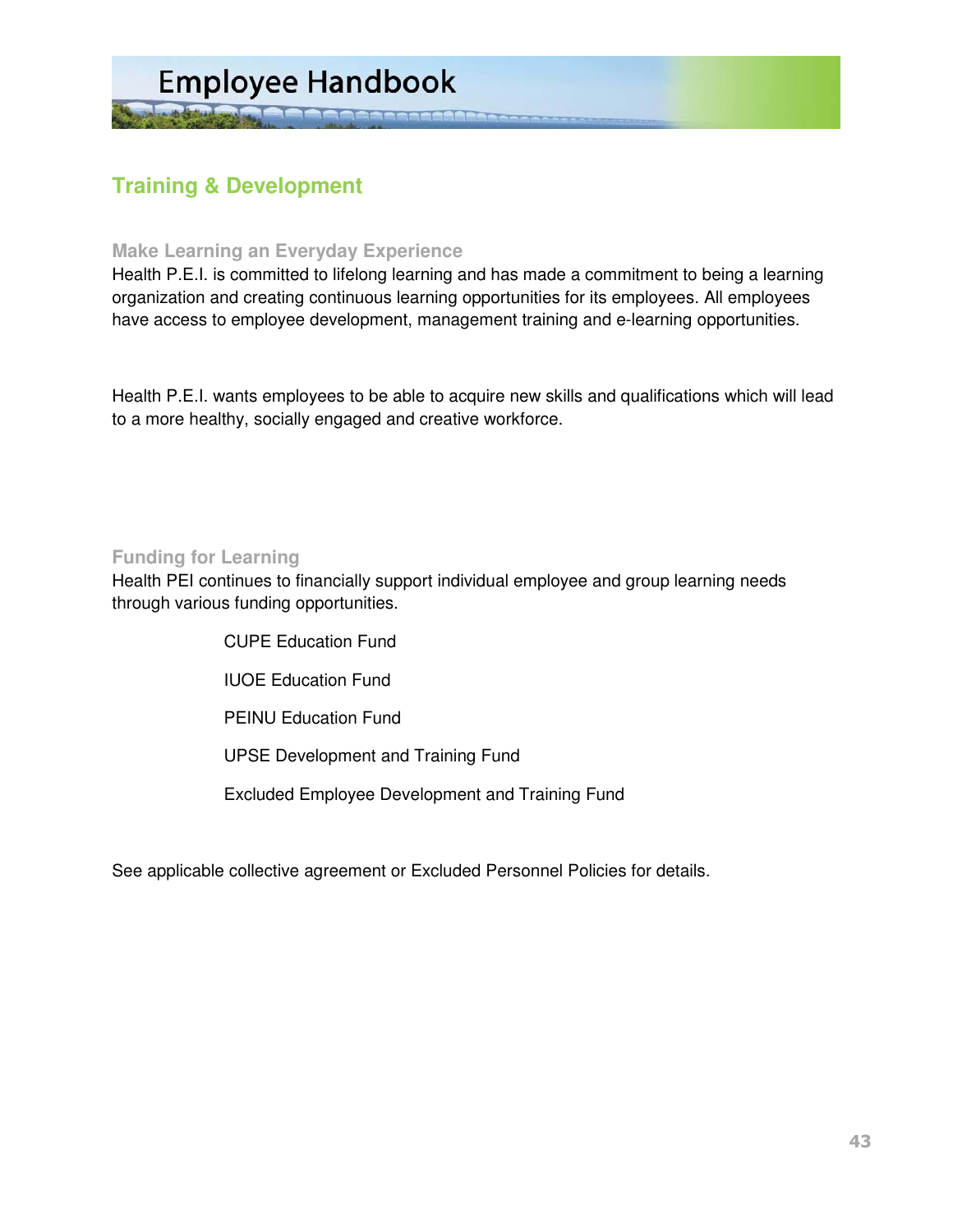## Training & Development

### Make Learning an Everyday Experience

Health P.E.I. is committed to lifelong learning and has made a commitment to being a learning organization and creating continuous learning opportunities for its employees. All employees have access to employee development, management training and e-learning opportunities.

Health P.E.I. wants employees to be able to acquire new skills and qualifications which will lead to a more healthy, socially engaged and creative workforce.

### Funding for Learning

Health PEI continues to financially support individual employee and group learning needs through various funding opportunities.

- CUPE Education Fund
- IUOE Education Fund
- PEINU Education Fund
- UPSE Development and Training Fund
- Excluded Employee Development and Training Fund

See applicable collective agreement or Excluded Personnel Policies for details.